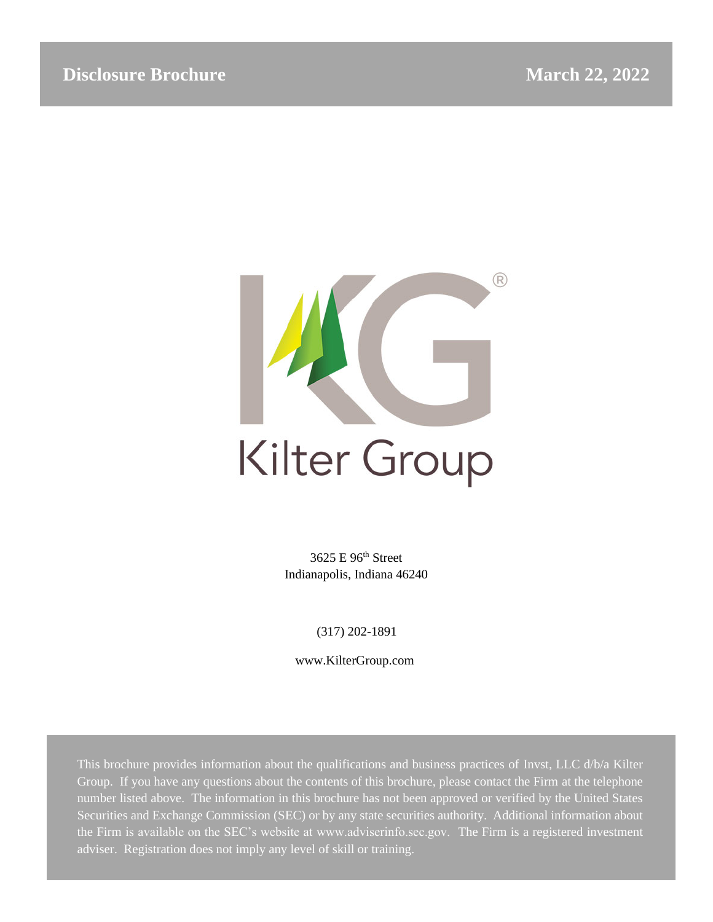**Disclosure Brochure** **March 22, 2022**

Kilter Group

3625 E 96th Street
Indianapolis, Indiana 46240

(317) 202-1891

www.KilterGroup.com

This brochure provides information about the qualifications and business practices of Invst, LLC d/b/a Kilter Group. If you have any questions about the contents of this brochure, please contact the Firm at the telephone number listed above. The information in this brochure has not been approved or verified by the United States Securities and Exchange Commission (SEC) or by any state securities authority. Additional information about the Firm is available on the SEC's website at www.adviserinfo.sec.gov. The Firm is a registered investment adviser. Registration does not imply any level of skill or training.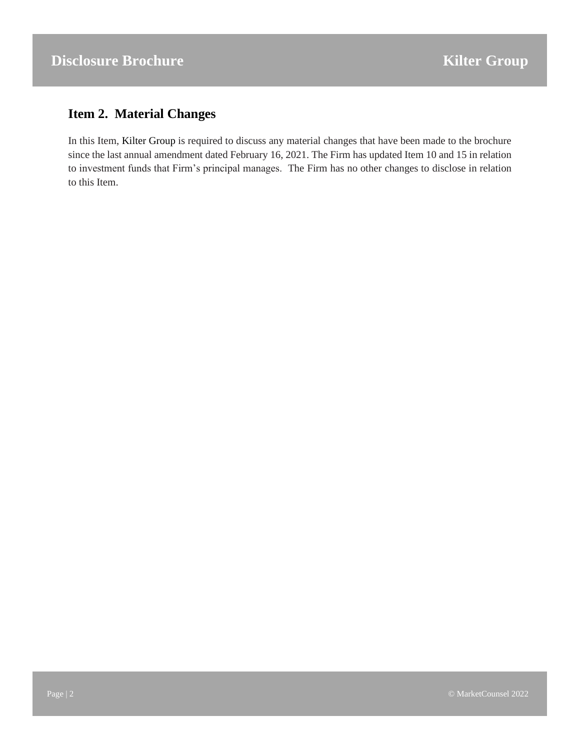## Item 2. Material Changes

In this Item, Kilter Group is required to discuss any material changes that have been made to the brochure since the last annual amendment dated February 16, 2021. The Firm has updated Item 10 and 15 in relation to investment funds that Firm's principal manages. The Firm has no other changes to disclose in relation to this Item.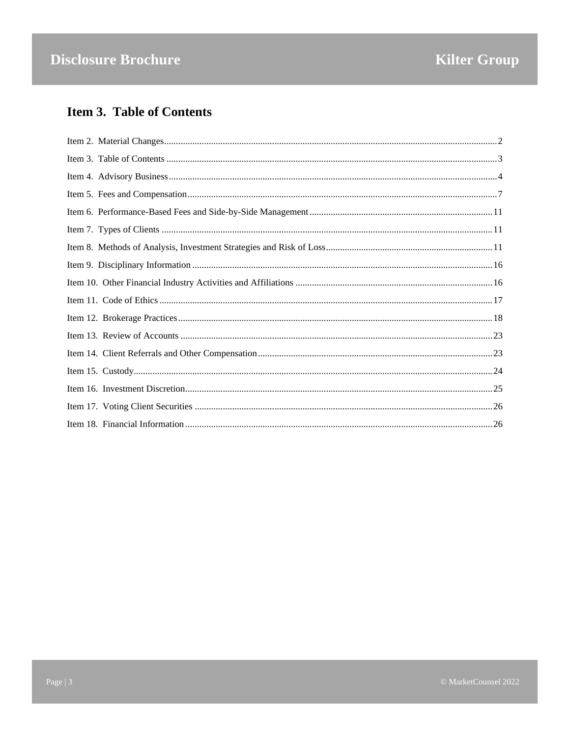## Item 3. Table of Contents

Item 2. Material Changes ........ 2
Item 3. Table of Contents ........ 3
Item 4. Advisory Business ........ 4
Item 5. Fees and Compensation ........ 7
Item 6. Performance-Based Fees and Side-by-Side Management ........ 11
Item 7. Types of Clients ........ 11
Item 8. Methods of Analysis, Investment Strategies and Risk of Loss ........ 11
Item 9. Disciplinary Information ........ 16
Item 10. Other Financial Industry Activities and Affiliations ........ 16
Item 11. Code of Ethics ........ 17
Item 12. Brokerage Practices ........ 18
Item 13. Review of Accounts ........ 23
Item 14. Client Referrals and Other Compensation ........ 23
Item 15. Custody ........ 24
Item 16. Investment Discretion ........ 25
Item 17. Voting Client Securities ........ 26
Item 18. Financial Information ........ 26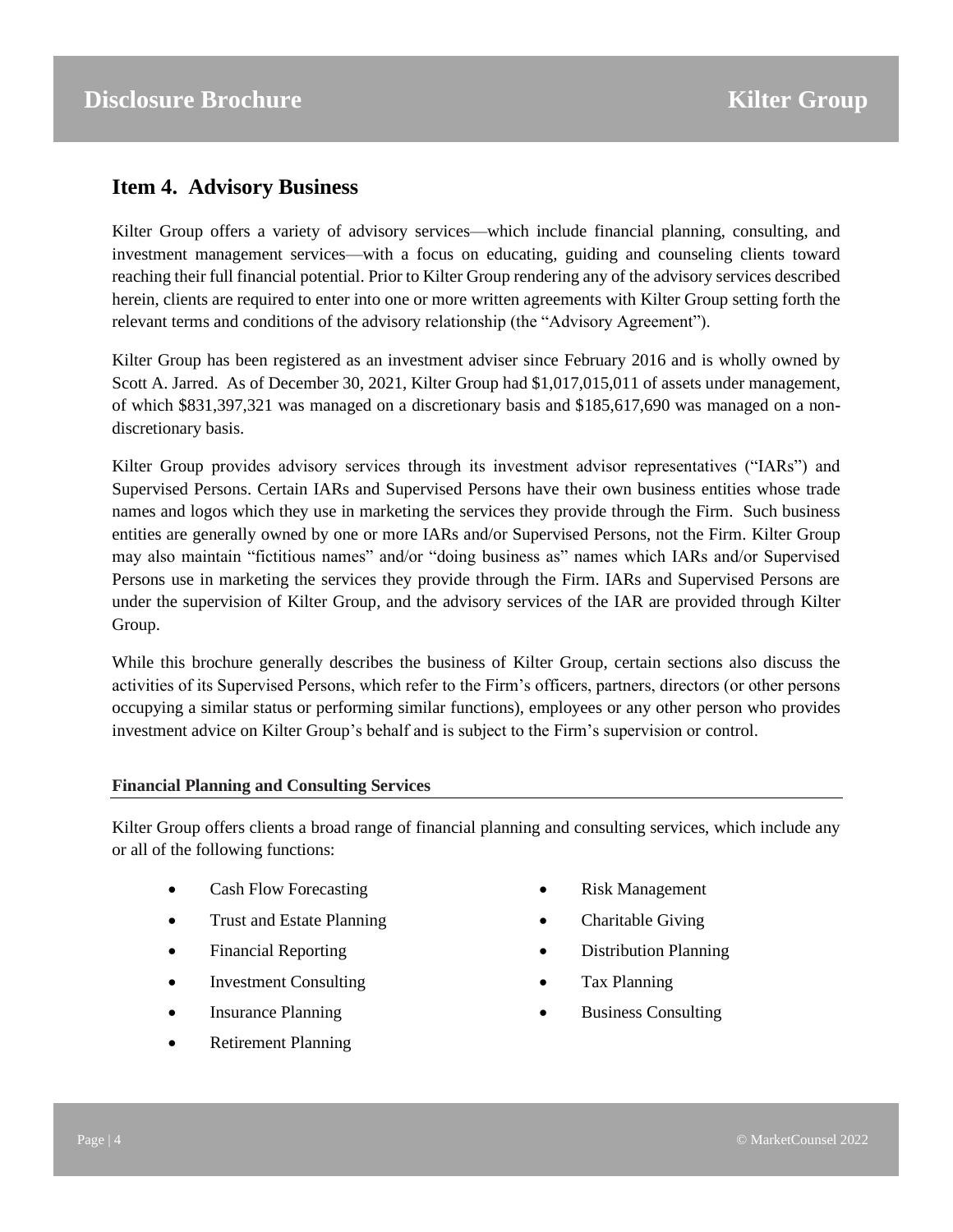## Item 4. Advisory Business

Kilter Group offers a variety of advisory services—which include financial planning, consulting, and investment management services—with a focus on educating, guiding and counseling clients toward reaching their full financial potential. Prior to Kilter Group rendering any of the advisory services described herein, clients are required to enter into one or more written agreements with Kilter Group setting forth the relevant terms and conditions of the advisory relationship (the "Advisory Agreement").

Kilter Group has been registered as an investment adviser since February 2016 and is wholly owned by Scott A. Jarred. As of December 30, 2021, Kilter Group had $1,017,015,011 of assets under management, of which $831,397,321 was managed on a discretionary basis and $185,617,690 was managed on a non-discretionary basis.

Kilter Group provides advisory services through its investment advisor representatives ("IARs") and Supervised Persons. Certain IARs and Supervised Persons have their own business entities whose trade names and logos which they use in marketing the services they provide through the Firm. Such business entities are generally owned by one or more IARs and/or Supervised Persons, not the Firm. Kilter Group may also maintain "fictitious names" and/or "doing business as" names which IARs and/or Supervised Persons use in marketing the services they provide through the Firm. IARs and Supervised Persons are under the supervision of Kilter Group, and the advisory services of the IAR are provided through Kilter Group.

While this brochure generally describes the business of Kilter Group, certain sections also discuss the activities of its Supervised Persons, which refer to the Firm's officers, partners, directors (or other persons occupying a similar status or performing similar functions), employees or any other person who provides investment advice on Kilter Group's behalf and is subject to the Firm's supervision or control.

**Financial Planning and Consulting Services**

Kilter Group offers clients a broad range of financial planning and consulting services, which include any or all of the following functions:

- Cash Flow Forecasting
- Trust and Estate Planning
- Financial Reporting
- Investment Consulting
- Insurance Planning
- Retirement Planning
- Risk Management
- Charitable Giving
- Distribution Planning
- Tax Planning
- Business Consulting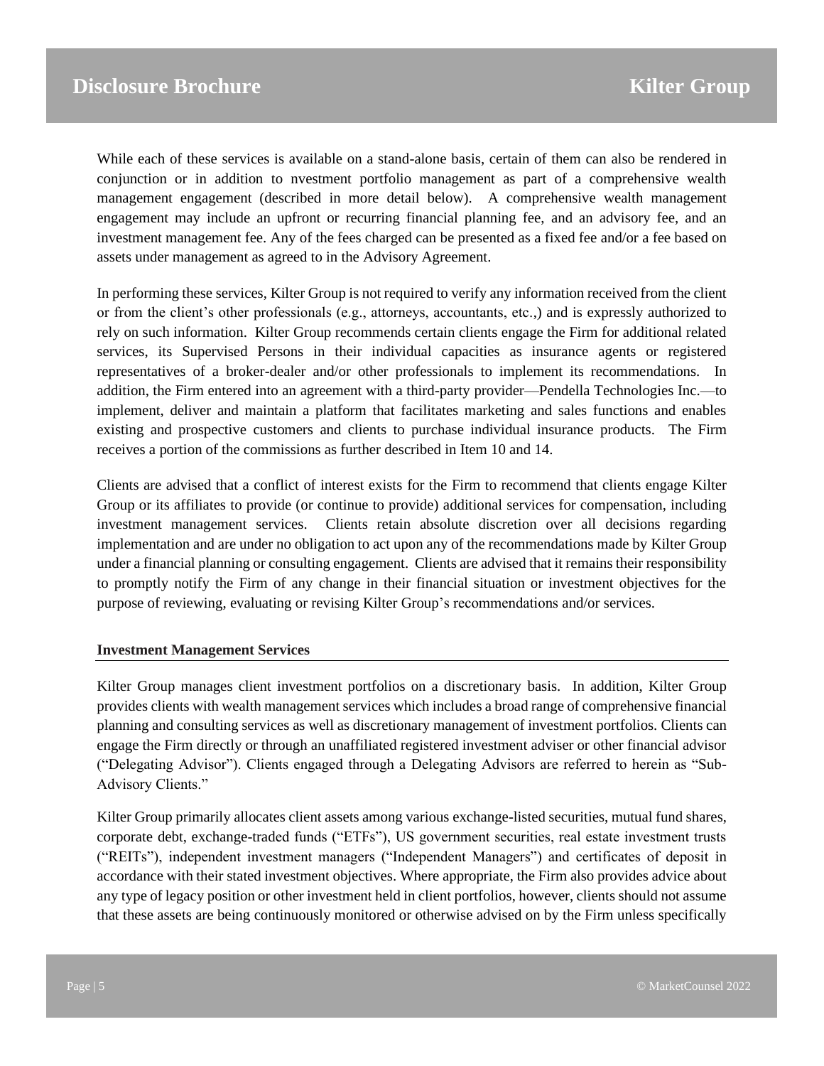While each of these services is available on a stand-alone basis, certain of them can also be rendered in conjunction or in addition to nvestment portfolio management as part of a comprehensive wealth management engagement (described in more detail below). A comprehensive wealth management engagement may include an upfront or recurring financial planning fee, and an advisory fee, and an investment management fee. Any of the fees charged can be presented as a fixed fee and/or a fee based on assets under management as agreed to in the Advisory Agreement.

In performing these services, Kilter Group is not required to verify any information received from the client or from the client's other professionals (e.g., attorneys, accountants, etc.,) and is expressly authorized to rely on such information. Kilter Group recommends certain clients engage the Firm for additional related services, its Supervised Persons in their individual capacities as insurance agents or registered representatives of a broker-dealer and/or other professionals to implement its recommendations. In addition, the Firm entered into an agreement with a third-party provider—Pendella Technologies Inc.—to implement, deliver and maintain a platform that facilitates marketing and sales functions and enables existing and prospective customers and clients to purchase individual insurance products. The Firm receives a portion of the commissions as further described in Item 10 and 14.

Clients are advised that a conflict of interest exists for the Firm to recommend that clients engage Kilter Group or its affiliates to provide (or continue to provide) additional services for compensation, including investment management services. Clients retain absolute discretion over all decisions regarding implementation and are under no obligation to act upon any of the recommendations made by Kilter Group under a financial planning or consulting engagement. Clients are advised that it remains their responsibility to promptly notify the Firm of any change in their financial situation or investment objectives for the purpose of reviewing, evaluating or revising Kilter Group's recommendations and/or services.

**Investment Management Services**

Kilter Group manages client investment portfolios on a discretionary basis. In addition, Kilter Group provides clients with wealth management services which includes a broad range of comprehensive financial planning and consulting services as well as discretionary management of investment portfolios. Clients can engage the Firm directly or through an unaffiliated registered investment adviser or other financial advisor ("Delegating Advisor"). Clients engaged through a Delegating Advisors are referred to herein as "Sub-Advisory Clients."

Kilter Group primarily allocates client assets among various exchange-listed securities, mutual fund shares, corporate debt, exchange-traded funds ("ETFs"), US government securities, real estate investment trusts ("REITs"), independent investment managers ("Independent Managers") and certificates of deposit in accordance with their stated investment objectives. Where appropriate, the Firm also provides advice about any type of legacy position or other investment held in client portfolios, however, clients should not assume that these assets are being continuously monitored or otherwise advised on by the Firm unless specifically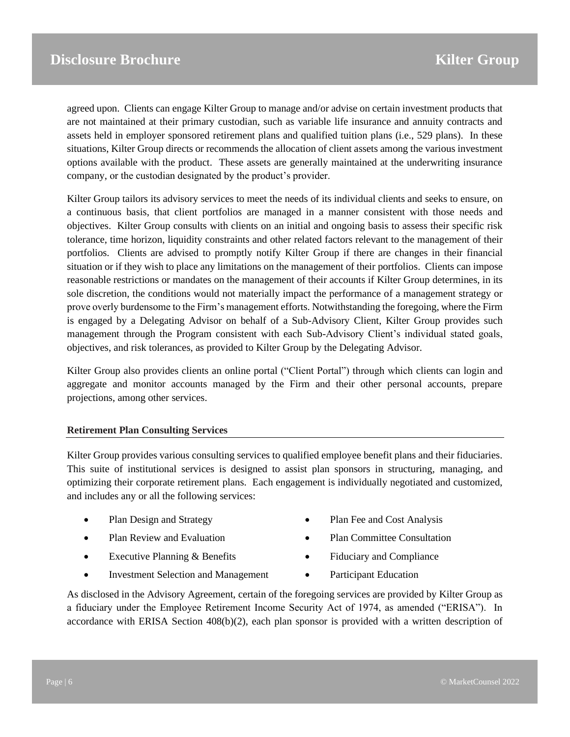agreed upon. Clients can engage Kilter Group to manage and/or advise on certain investment products that are not maintained at their primary custodian, such as variable life insurance and annuity contracts and assets held in employer sponsored retirement plans and qualified tuition plans (i.e., 529 plans). In these situations, Kilter Group directs or recommends the allocation of client assets among the various investment options available with the product. These assets are generally maintained at the underwriting insurance company, or the custodian designated by the product's provider.

Kilter Group tailors its advisory services to meet the needs of its individual clients and seeks to ensure, on a continuous basis, that client portfolios are managed in a manner consistent with those needs and objectives. Kilter Group consults with clients on an initial and ongoing basis to assess their specific risk tolerance, time horizon, liquidity constraints and other related factors relevant to the management of their portfolios. Clients are advised to promptly notify Kilter Group if there are changes in their financial situation or if they wish to place any limitations on the management of their portfolios. Clients can impose reasonable restrictions or mandates on the management of their accounts if Kilter Group determines, in its sole discretion, the conditions would not materially impact the performance of a management strategy or prove overly burdensome to the Firm's management efforts. Notwithstanding the foregoing, where the Firm is engaged by a Delegating Advisor on behalf of a Sub-Advisory Client, Kilter Group provides such management through the Program consistent with each Sub-Advisory Client's individual stated goals, objectives, and risk tolerances, as provided to Kilter Group by the Delegating Advisor.

Kilter Group also provides clients an online portal ("Client Portal") through which clients can login and aggregate and monitor accounts managed by the Firm and their other personal accounts, prepare projections, among other services.

**Retirement Plan Consulting Services**

Kilter Group provides various consulting services to qualified employee benefit plans and their fiduciaries. This suite of institutional services is designed to assist plan sponsors in structuring, managing, and optimizing their corporate retirement plans. Each engagement is individually negotiated and customized, and includes any or all the following services:

- Plan Design and Strategy
- Plan Review and Evaluation
- Executive Planning & Benefits
- Investment Selection and Management
- Plan Fee and Cost Analysis
- Plan Committee Consultation
- Fiduciary and Compliance
- Participant Education

As disclosed in the Advisory Agreement, certain of the foregoing services are provided by Kilter Group as a fiduciary under the Employee Retirement Income Security Act of 1974, as amended ("ERISA"). In accordance with ERISA Section 408(b)(2), each plan sponsor is provided with a written description of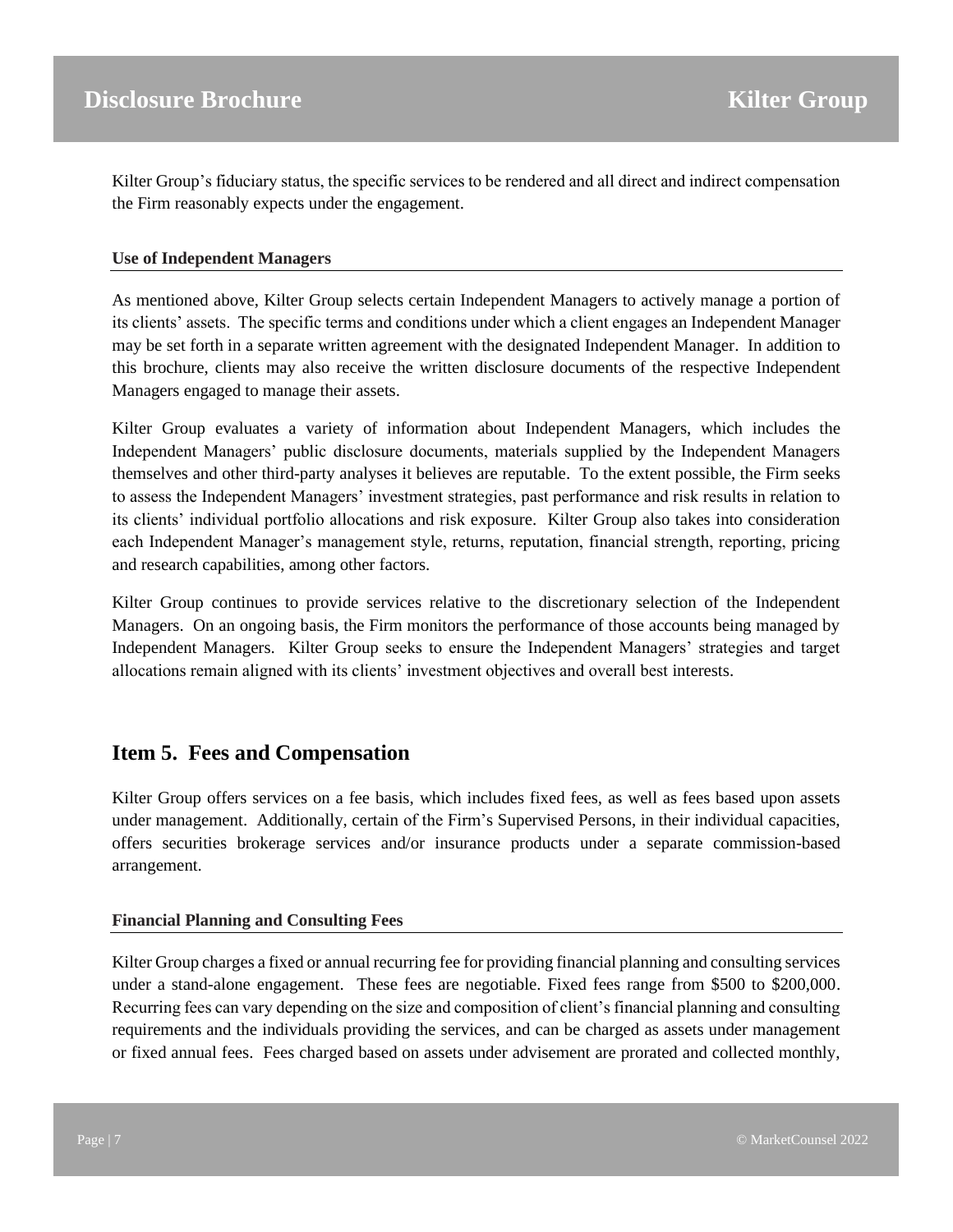Kilter Group's fiduciary status, the specific services to be rendered and all direct and indirect compensation the Firm reasonably expects under the engagement.

#### Use of Independent Managers

As mentioned above, Kilter Group selects certain Independent Managers to actively manage a portion of its clients' assets. The specific terms and conditions under which a client engages an Independent Manager may be set forth in a separate written agreement with the designated Independent Manager. In addition to this brochure, clients may also receive the written disclosure documents of the respective Independent Managers engaged to manage their assets.

Kilter Group evaluates a variety of information about Independent Managers, which includes the Independent Managers' public disclosure documents, materials supplied by the Independent Managers themselves and other third-party analyses it believes are reputable. To the extent possible, the Firm seeks to assess the Independent Managers' investment strategies, past performance and risk results in relation to its clients' individual portfolio allocations and risk exposure. Kilter Group also takes into consideration each Independent Manager's management style, returns, reputation, financial strength, reporting, pricing and research capabilities, among other factors.

Kilter Group continues to provide services relative to the discretionary selection of the Independent Managers. On an ongoing basis, the Firm monitors the performance of those accounts being managed by Independent Managers. Kilter Group seeks to ensure the Independent Managers' strategies and target allocations remain aligned with its clients' investment objectives and overall best interests.

## Item 5. Fees and Compensation

Kilter Group offers services on a fee basis, which includes fixed fees, as well as fees based upon assets under management. Additionally, certain of the Firm's Supervised Persons, in their individual capacities, offers securities brokerage services and/or insurance products under a separate commission-based arrangement.

#### Financial Planning and Consulting Fees

Kilter Group charges a fixed or annual recurring fee for providing financial planning and consulting services under a stand-alone engagement. These fees are negotiable. Fixed fees range from $500 to $200,000. Recurring fees can vary depending on the size and composition of client's financial planning and consulting requirements and the individuals providing the services, and can be charged as assets under management or fixed annual fees. Fees charged based on assets under advisement are prorated and collected monthly,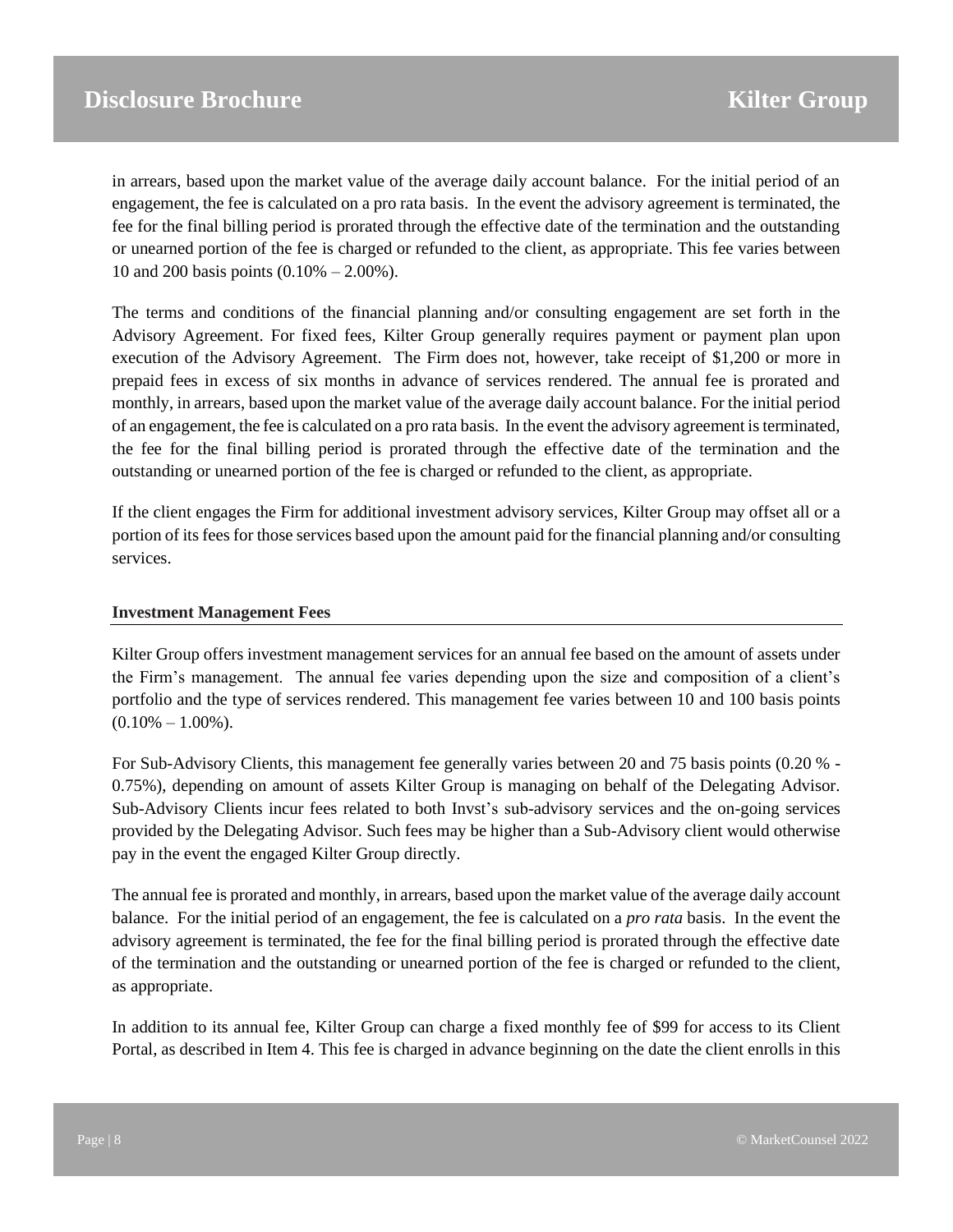in arrears, based upon the market value of the average daily account balance. For the initial period of an engagement, the fee is calculated on a pro rata basis. In the event the advisory agreement is terminated, the fee for the final billing period is prorated through the effective date of the termination and the outstanding or unearned portion of the fee is charged or refunded to the client, as appropriate. This fee varies between 10 and 200 basis points (0.10% – 2.00%).

The terms and conditions of the financial planning and/or consulting engagement are set forth in the Advisory Agreement. For fixed fees, Kilter Group generally requires payment or payment plan upon execution of the Advisory Agreement. The Firm does not, however, take receipt of $1,200 or more in prepaid fees in excess of six months in advance of services rendered. The annual fee is prorated and monthly, in arrears, based upon the market value of the average daily account balance. For the initial period of an engagement, the fee is calculated on a pro rata basis. In the event the advisory agreement is terminated, the fee for the final billing period is prorated through the effective date of the termination and the outstanding or unearned portion of the fee is charged or refunded to the client, as appropriate.

If the client engages the Firm for additional investment advisory services, Kilter Group may offset all or a portion of its fees for those services based upon the amount paid for the financial planning and/or consulting services.

**Investment Management Fees**

Kilter Group offers investment management services for an annual fee based on the amount of assets under the Firm's management. The annual fee varies depending upon the size and composition of a client's portfolio and the type of services rendered. This management fee varies between 10 and 100 basis points (0.10% – 1.00%).

For Sub-Advisory Clients, this management fee generally varies between 20 and 75 basis points (0.20 % - 0.75%), depending on amount of assets Kilter Group is managing on behalf of the Delegating Advisor. Sub-Advisory Clients incur fees related to both Invst's sub-advisory services and the on-going services provided by the Delegating Advisor. Such fees may be higher than a Sub-Advisory client would otherwise pay in the event the engaged Kilter Group directly.

The annual fee is prorated and monthly, in arrears, based upon the market value of the average daily account balance. For the initial period of an engagement, the fee is calculated on a *pro rata* basis. In the event the advisory agreement is terminated, the fee for the final billing period is prorated through the effective date of the termination and the outstanding or unearned portion of the fee is charged or refunded to the client, as appropriate.

In addition to its annual fee, Kilter Group can charge a fixed monthly fee of $99 for access to its Client Portal, as described in Item 4. This fee is charged in advance beginning on the date the client enrolls in this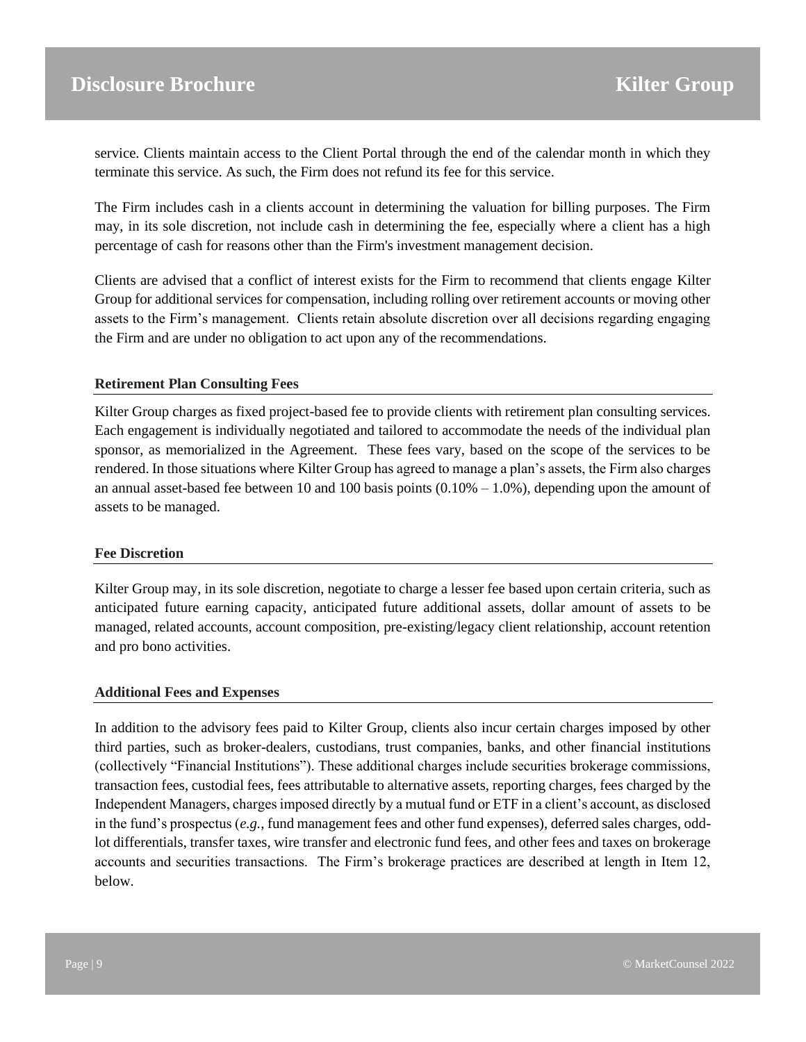service. Clients maintain access to the Client Portal through the end of the calendar month in which they terminate this service. As such, the Firm does not refund its fee for this service.

The Firm includes cash in a clients account in determining the valuation for billing purposes. The Firm may, in its sole discretion, not include cash in determining the fee, especially where a client has a high percentage of cash for reasons other than the Firm's investment management decision.

Clients are advised that a conflict of interest exists for the Firm to recommend that clients engage Kilter Group for additional services for compensation, including rolling over retirement accounts or moving other assets to the Firm's management. Clients retain absolute discretion over all decisions regarding engaging the Firm and are under no obligation to act upon any of the recommendations.

**Retirement Plan Consulting Fees**

Kilter Group charges as fixed project-based fee to provide clients with retirement plan consulting services. Each engagement is individually negotiated and tailored to accommodate the needs of the individual plan sponsor, as memorialized in the Agreement. These fees vary, based on the scope of the services to be rendered. In those situations where Kilter Group has agreed to manage a plan's assets, the Firm also charges an annual asset-based fee between 10 and 100 basis points (0.10% – 1.0%), depending upon the amount of assets to be managed.

**Fee Discretion**

Kilter Group may, in its sole discretion, negotiate to charge a lesser fee based upon certain criteria, such as anticipated future earning capacity, anticipated future additional assets, dollar amount of assets to be managed, related accounts, account composition, pre-existing/legacy client relationship, account retention and pro bono activities.

**Additional Fees and Expenses**

In addition to the advisory fees paid to Kilter Group, clients also incur certain charges imposed by other third parties, such as broker-dealers, custodians, trust companies, banks, and other financial institutions (collectively "Financial Institutions"). These additional charges include securities brokerage commissions, transaction fees, custodial fees, fees attributable to alternative assets, reporting charges, fees charged by the Independent Managers, charges imposed directly by a mutual fund or ETF in a client's account, as disclosed in the fund's prospectus (*e.g.*, fund management fees and other fund expenses), deferred sales charges, odd-lot differentials, transfer taxes, wire transfer and electronic fund fees, and other fees and taxes on brokerage accounts and securities transactions. The Firm's brokerage practices are described at length in Item 12, below.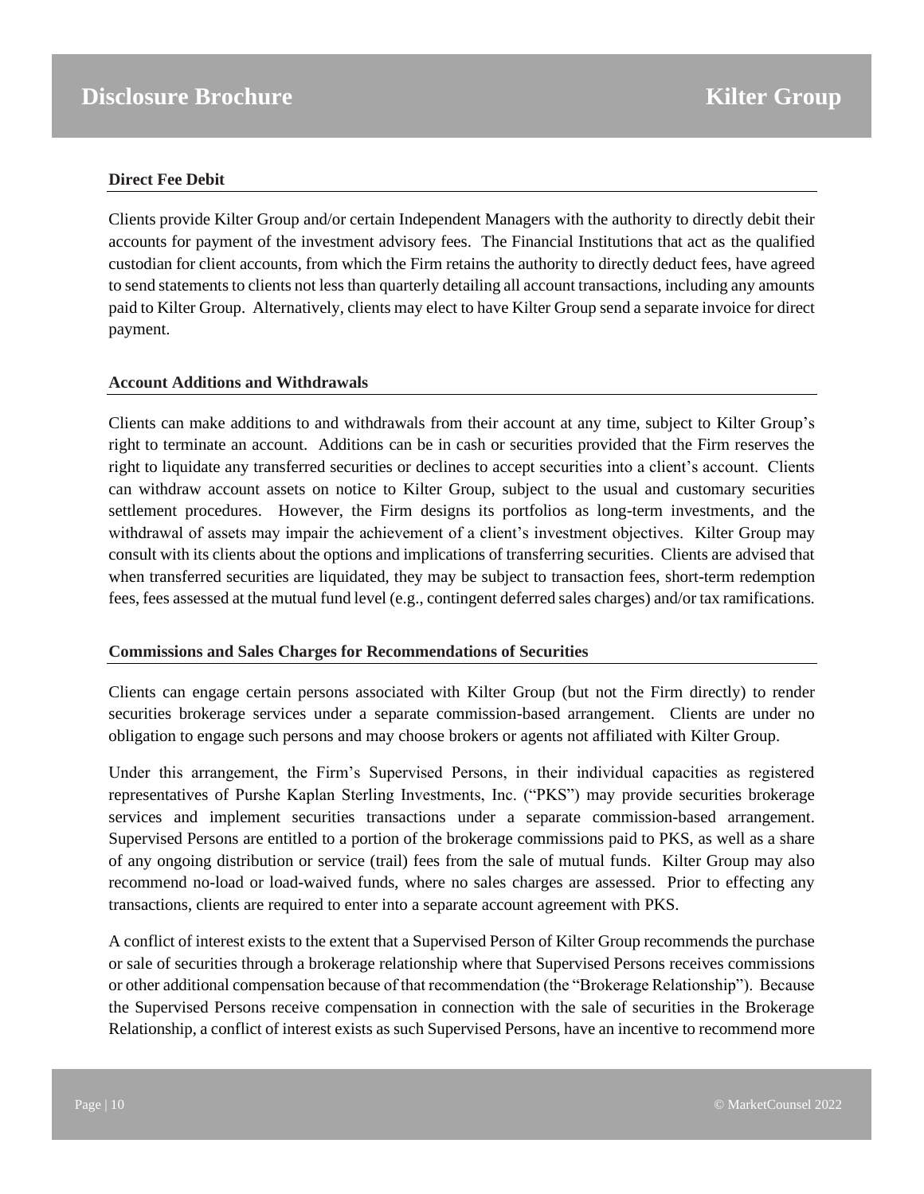### Direct Fee Debit

Clients provide Kilter Group and/or certain Independent Managers with the authority to directly debit their accounts for payment of the investment advisory fees. The Financial Institutions that act as the qualified custodian for client accounts, from which the Firm retains the authority to directly deduct fees, have agreed to send statements to clients not less than quarterly detailing all account transactions, including any amounts paid to Kilter Group. Alternatively, clients may elect to have Kilter Group send a separate invoice for direct payment.

### Account Additions and Withdrawals

Clients can make additions to and withdrawals from their account at any time, subject to Kilter Group's right to terminate an account. Additions can be in cash or securities provided that the Firm reserves the right to liquidate any transferred securities or declines to accept securities into a client's account. Clients can withdraw account assets on notice to Kilter Group, subject to the usual and customary securities settlement procedures. However, the Firm designs its portfolios as long-term investments, and the withdrawal of assets may impair the achievement of a client's investment objectives. Kilter Group may consult with its clients about the options and implications of transferring securities. Clients are advised that when transferred securities are liquidated, they may be subject to transaction fees, short-term redemption fees, fees assessed at the mutual fund level (e.g., contingent deferred sales charges) and/or tax ramifications.

### Commissions and Sales Charges for Recommendations of Securities

Clients can engage certain persons associated with Kilter Group (but not the Firm directly) to render securities brokerage services under a separate commission-based arrangement. Clients are under no obligation to engage such persons and may choose brokers or agents not affiliated with Kilter Group.

Under this arrangement, the Firm's Supervised Persons, in their individual capacities as registered representatives of Purshe Kaplan Sterling Investments, Inc. ("PKS") may provide securities brokerage services and implement securities transactions under a separate commission-based arrangement. Supervised Persons are entitled to a portion of the brokerage commissions paid to PKS, as well as a share of any ongoing distribution or service (trail) fees from the sale of mutual funds. Kilter Group may also recommend no-load or load-waived funds, where no sales charges are assessed. Prior to effecting any transactions, clients are required to enter into a separate account agreement with PKS.

A conflict of interest exists to the extent that a Supervised Person of Kilter Group recommends the purchase or sale of securities through a brokerage relationship where that Supervised Persons receives commissions or other additional compensation because of that recommendation (the "Brokerage Relationship"). Because the Supervised Persons receive compensation in connection with the sale of securities in the Brokerage Relationship, a conflict of interest exists as such Supervised Persons, have an incentive to recommend more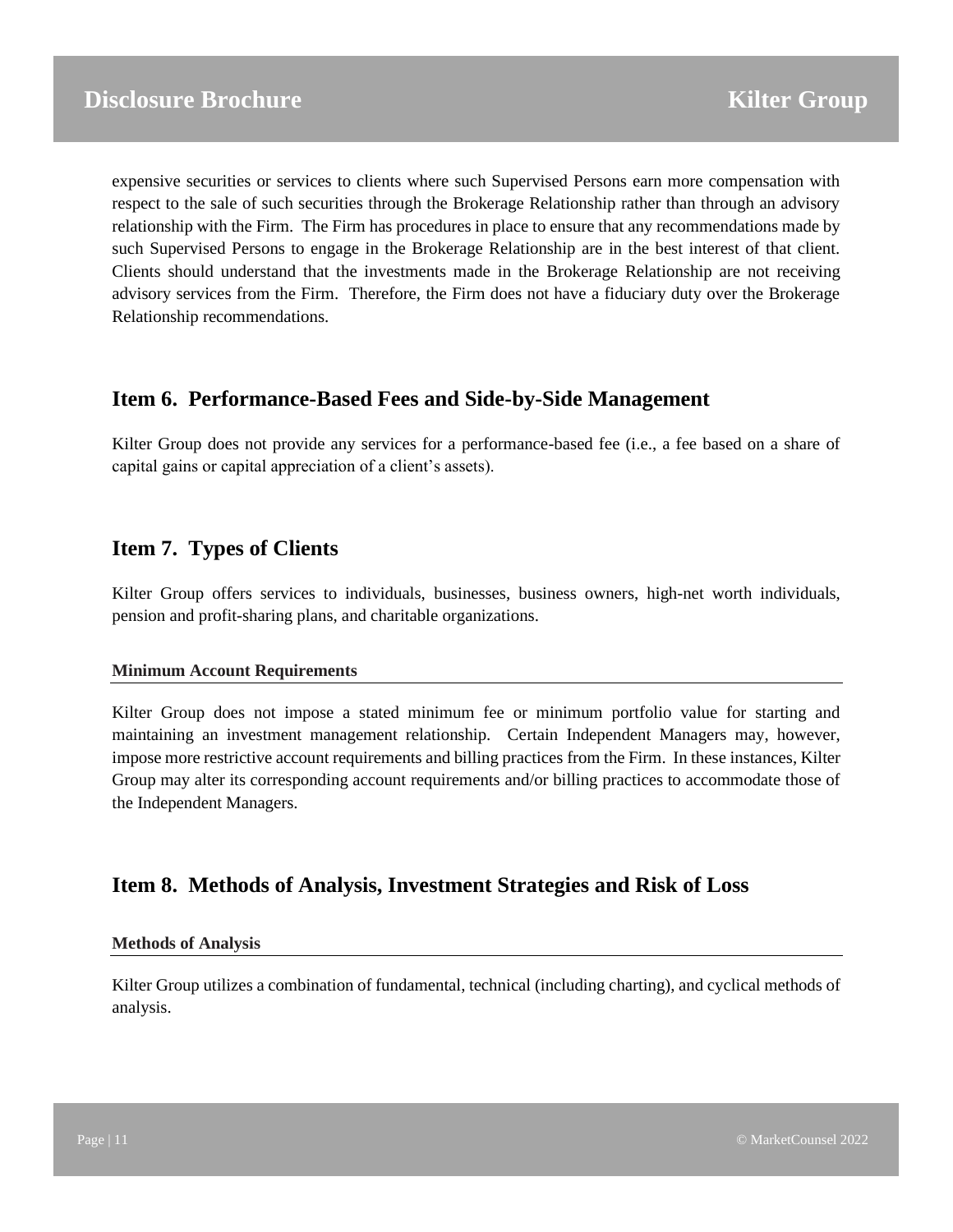expensive securities or services to clients where such Supervised Persons earn more compensation with respect to the sale of such securities through the Brokerage Relationship rather than through an advisory relationship with the Firm. The Firm has procedures in place to ensure that any recommendations made by such Supervised Persons to engage in the Brokerage Relationship are in the best interest of that client. Clients should understand that the investments made in the Brokerage Relationship are not receiving advisory services from the Firm. Therefore, the Firm does not have a fiduciary duty over the Brokerage Relationship recommendations.

## Item 6. Performance-Based Fees and Side-by-Side Management

Kilter Group does not provide any services for a performance-based fee (i.e., a fee based on a share of capital gains or capital appreciation of a client's assets).

## Item 7. Types of Clients

Kilter Group offers services to individuals, businesses, business owners, high-net worth individuals, pension and profit-sharing plans, and charitable organizations.

### Minimum Account Requirements

Kilter Group does not impose a stated minimum fee or minimum portfolio value for starting and maintaining an investment management relationship. Certain Independent Managers may, however, impose more restrictive account requirements and billing practices from the Firm. In these instances, Kilter Group may alter its corresponding account requirements and/or billing practices to accommodate those of the Independent Managers.

## Item 8. Methods of Analysis, Investment Strategies and Risk of Loss

### Methods of Analysis

Kilter Group utilizes a combination of fundamental, technical (including charting), and cyclical methods of analysis.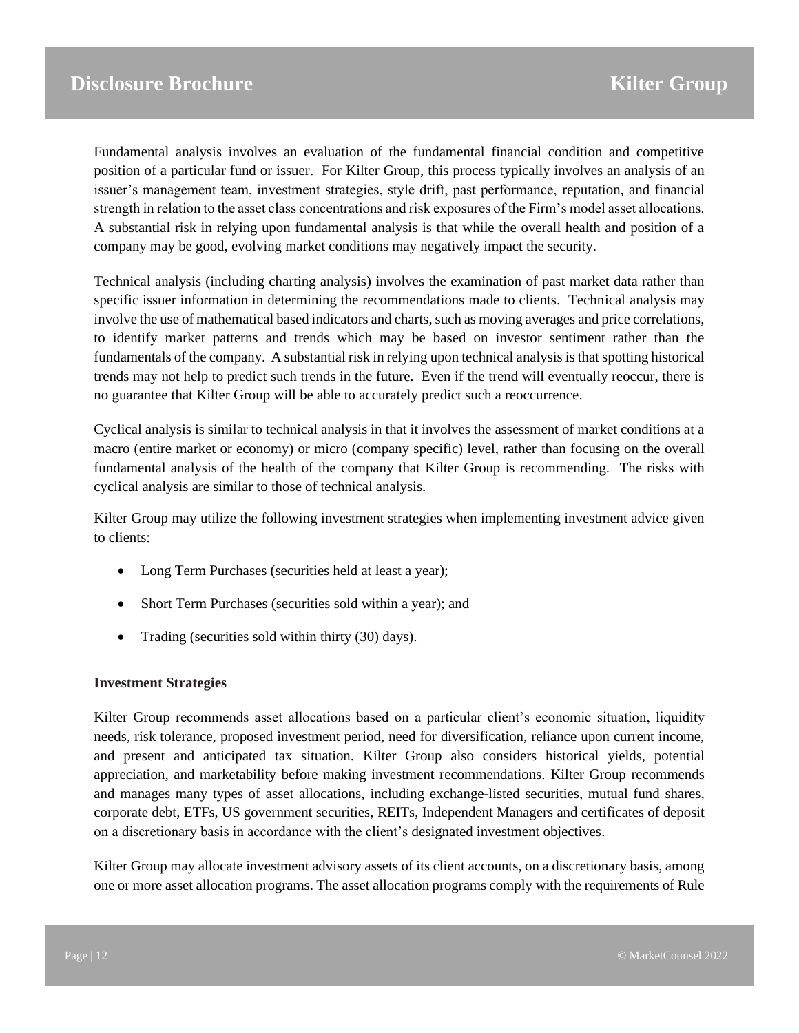Fundamental analysis involves an evaluation of the fundamental financial condition and competitive position of a particular fund or issuer. For Kilter Group, this process typically involves an analysis of an issuer's management team, investment strategies, style drift, past performance, reputation, and financial strength in relation to the asset class concentrations and risk exposures of the Firm's model asset allocations. A substantial risk in relying upon fundamental analysis is that while the overall health and position of a company may be good, evolving market conditions may negatively impact the security.

Technical analysis (including charting analysis) involves the examination of past market data rather than specific issuer information in determining the recommendations made to clients. Technical analysis may involve the use of mathematical based indicators and charts, such as moving averages and price correlations, to identify market patterns and trends which may be based on investor sentiment rather than the fundamentals of the company. A substantial risk in relying upon technical analysis is that spotting historical trends may not help to predict such trends in the future. Even if the trend will eventually reoccur, there is no guarantee that Kilter Group will be able to accurately predict such a reoccurrence.

Cyclical analysis is similar to technical analysis in that it involves the assessment of market conditions at a macro (entire market or economy) or micro (company specific) level, rather than focusing on the overall fundamental analysis of the health of the company that Kilter Group is recommending. The risks with cyclical analysis are similar to those of technical analysis.

Kilter Group may utilize the following investment strategies when implementing investment advice given to clients:

- Long Term Purchases (securities held at least a year);
- Short Term Purchases (securities sold within a year); and
- Trading (securities sold within thirty (30) days).

**Investment Strategies**

Kilter Group recommends asset allocations based on a particular client's economic situation, liquidity needs, risk tolerance, proposed investment period, need for diversification, reliance upon current income, and present and anticipated tax situation. Kilter Group also considers historical yields, potential appreciation, and marketability before making investment recommendations. Kilter Group recommends and manages many types of asset allocations, including exchange-listed securities, mutual fund shares, corporate debt, ETFs, US government securities, REITs, Independent Managers and certificates of deposit on a discretionary basis in accordance with the client's designated investment objectives.

Kilter Group may allocate investment advisory assets of its client accounts, on a discretionary basis, among one or more asset allocation programs. The asset allocation programs comply with the requirements of Rule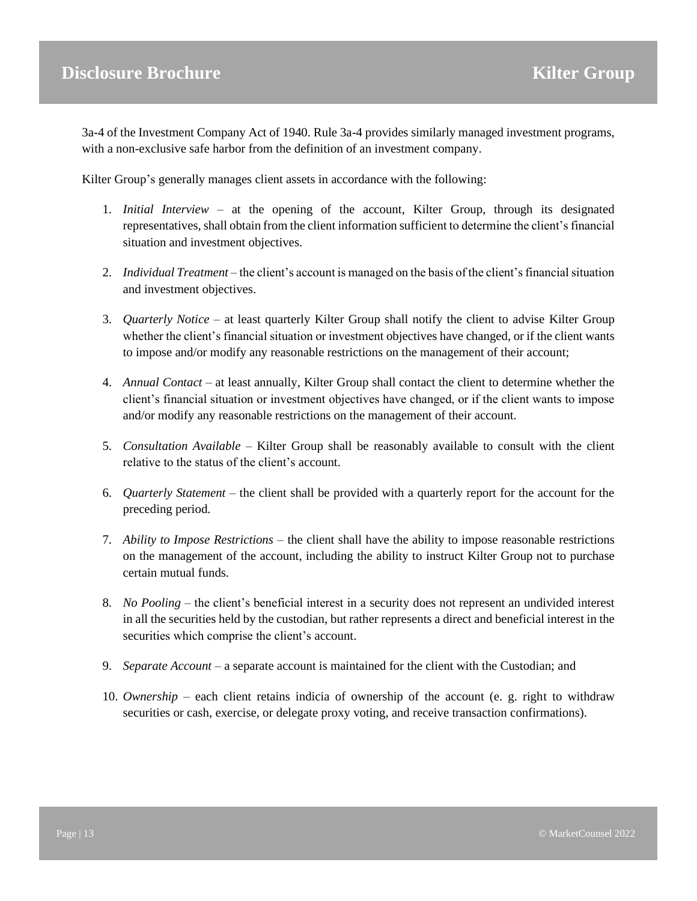3a-4 of the Investment Company Act of 1940. Rule 3a-4 provides similarly managed investment programs, with a non-exclusive safe harbor from the definition of an investment company.

Kilter Group's generally manages client assets in accordance with the following:

1. *Initial Interview* – at the opening of the account, Kilter Group, through its designated representatives, shall obtain from the client information sufficient to determine the client's financial situation and investment objectives.

2. *Individual Treatment* – the client's account is managed on the basis of the client's financial situation and investment objectives.

3. *Quarterly Notice* – at least quarterly Kilter Group shall notify the client to advise Kilter Group whether the client's financial situation or investment objectives have changed, or if the client wants to impose and/or modify any reasonable restrictions on the management of their account;

4. *Annual Contact* – at least annually, Kilter Group shall contact the client to determine whether the client's financial situation or investment objectives have changed, or if the client wants to impose and/or modify any reasonable restrictions on the management of their account.

5. *Consultation Available* – Kilter Group shall be reasonably available to consult with the client relative to the status of the client's account.

6. *Quarterly Statement* – the client shall be provided with a quarterly report for the account for the preceding period.

7. *Ability to Impose Restrictions* – the client shall have the ability to impose reasonable restrictions on the management of the account, including the ability to instruct Kilter Group not to purchase certain mutual funds.

8. *No Pooling* – the client's beneficial interest in a security does not represent an undivided interest in all the securities held by the custodian, but rather represents a direct and beneficial interest in the securities which comprise the client's account.

9. *Separate Account* – a separate account is maintained for the client with the Custodian; and

10. *Ownership* – each client retains indicia of ownership of the account (e. g. right to withdraw securities or cash, exercise, or delegate proxy voting, and receive transaction confirmations).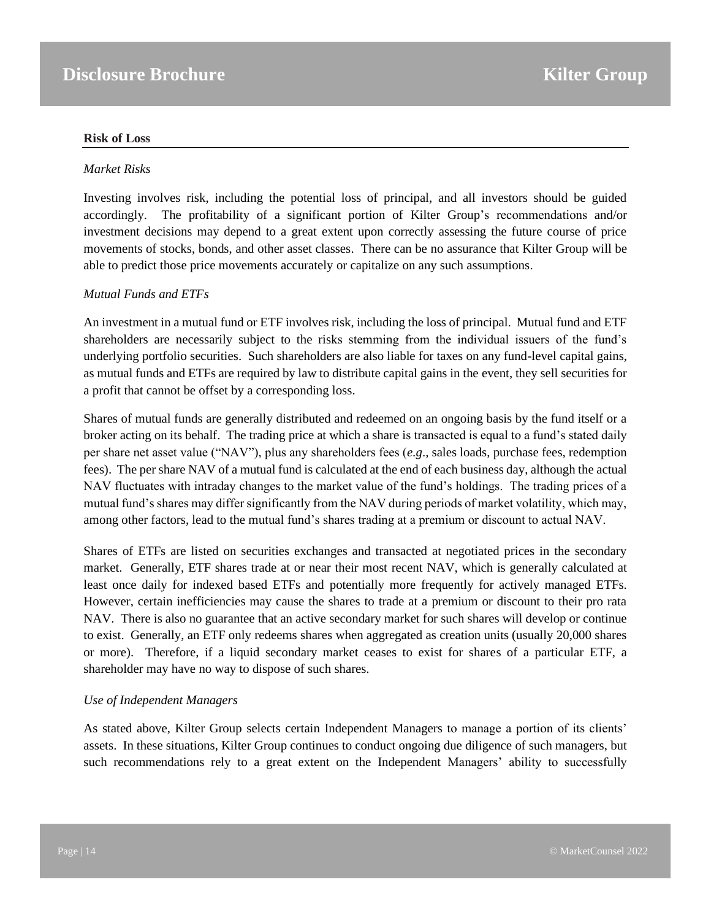**Risk of Loss**

*Market Risks*

Investing involves risk, including the potential loss of principal, and all investors should be guided accordingly. The profitability of a significant portion of Kilter Group's recommendations and/or investment decisions may depend to a great extent upon correctly assessing the future course of price movements of stocks, bonds, and other asset classes. There can be no assurance that Kilter Group will be able to predict those price movements accurately or capitalize on any such assumptions.

*Mutual Funds and ETFs*

An investment in a mutual fund or ETF involves risk, including the loss of principal. Mutual fund and ETF shareholders are necessarily subject to the risks stemming from the individual issuers of the fund's underlying portfolio securities. Such shareholders are also liable for taxes on any fund-level capital gains, as mutual funds and ETFs are required by law to distribute capital gains in the event, they sell securities for a profit that cannot be offset by a corresponding loss.

Shares of mutual funds are generally distributed and redeemed on an ongoing basis by the fund itself or a broker acting on its behalf. The trading price at which a share is transacted is equal to a fund's stated daily per share net asset value ("NAV"), plus any shareholders fees (*e.g*., sales loads, purchase fees, redemption fees). The per share NAV of a mutual fund is calculated at the end of each business day, although the actual NAV fluctuates with intraday changes to the market value of the fund's holdings. The trading prices of a mutual fund's shares may differ significantly from the NAV during periods of market volatility, which may, among other factors, lead to the mutual fund's shares trading at a premium or discount to actual NAV.

Shares of ETFs are listed on securities exchanges and transacted at negotiated prices in the secondary market. Generally, ETF shares trade at or near their most recent NAV, which is generally calculated at least once daily for indexed based ETFs and potentially more frequently for actively managed ETFs. However, certain inefficiencies may cause the shares to trade at a premium or discount to their pro rata NAV. There is also no guarantee that an active secondary market for such shares will develop or continue to exist. Generally, an ETF only redeems shares when aggregated as creation units (usually 20,000 shares or more). Therefore, if a liquid secondary market ceases to exist for shares of a particular ETF, a shareholder may have no way to dispose of such shares.

*Use of Independent Managers*

As stated above, Kilter Group selects certain Independent Managers to manage a portion of its clients' assets. In these situations, Kilter Group continues to conduct ongoing due diligence of such managers, but such recommendations rely to a great extent on the Independent Managers' ability to successfully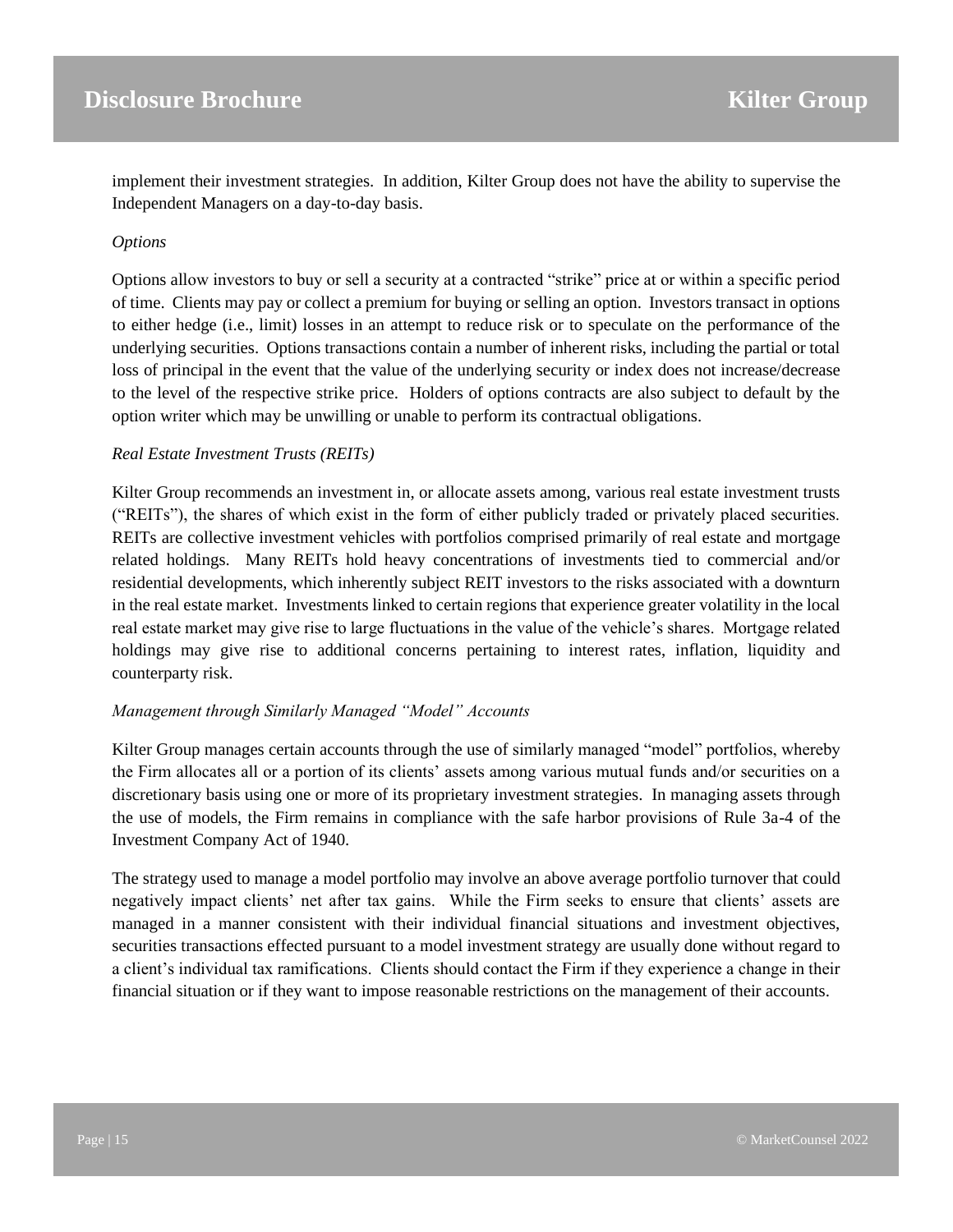implement their investment strategies. In addition, Kilter Group does not have the ability to supervise the Independent Managers on a day-to-day basis.

*Options*

Options allow investors to buy or sell a security at a contracted "strike" price at or within a specific period of time. Clients may pay or collect a premium for buying or selling an option. Investors transact in options to either hedge (i.e., limit) losses in an attempt to reduce risk or to speculate on the performance of the underlying securities. Options transactions contain a number of inherent risks, including the partial or total loss of principal in the event that the value of the underlying security or index does not increase/decrease to the level of the respective strike price. Holders of options contracts are also subject to default by the option writer which may be unwilling or unable to perform its contractual obligations.

*Real Estate Investment Trusts (REITs)*

Kilter Group recommends an investment in, or allocate assets among, various real estate investment trusts ("REITs"), the shares of which exist in the form of either publicly traded or privately placed securities. REITs are collective investment vehicles with portfolios comprised primarily of real estate and mortgage related holdings. Many REITs hold heavy concentrations of investments tied to commercial and/or residential developments, which inherently subject REIT investors to the risks associated with a downturn in the real estate market. Investments linked to certain regions that experience greater volatility in the local real estate market may give rise to large fluctuations in the value of the vehicle's shares. Mortgage related holdings may give rise to additional concerns pertaining to interest rates, inflation, liquidity and counterparty risk.

*Management through Similarly Managed "Model" Accounts*

Kilter Group manages certain accounts through the use of similarly managed "model" portfolios, whereby the Firm allocates all or a portion of its clients' assets among various mutual funds and/or securities on a discretionary basis using one or more of its proprietary investment strategies. In managing assets through the use of models, the Firm remains in compliance with the safe harbor provisions of Rule 3a-4 of the Investment Company Act of 1940.

The strategy used to manage a model portfolio may involve an above average portfolio turnover that could negatively impact clients' net after tax gains. While the Firm seeks to ensure that clients' assets are managed in a manner consistent with their individual financial situations and investment objectives, securities transactions effected pursuant to a model investment strategy are usually done without regard to a client's individual tax ramifications. Clients should contact the Firm if they experience a change in their financial situation or if they want to impose reasonable restrictions on the management of their accounts.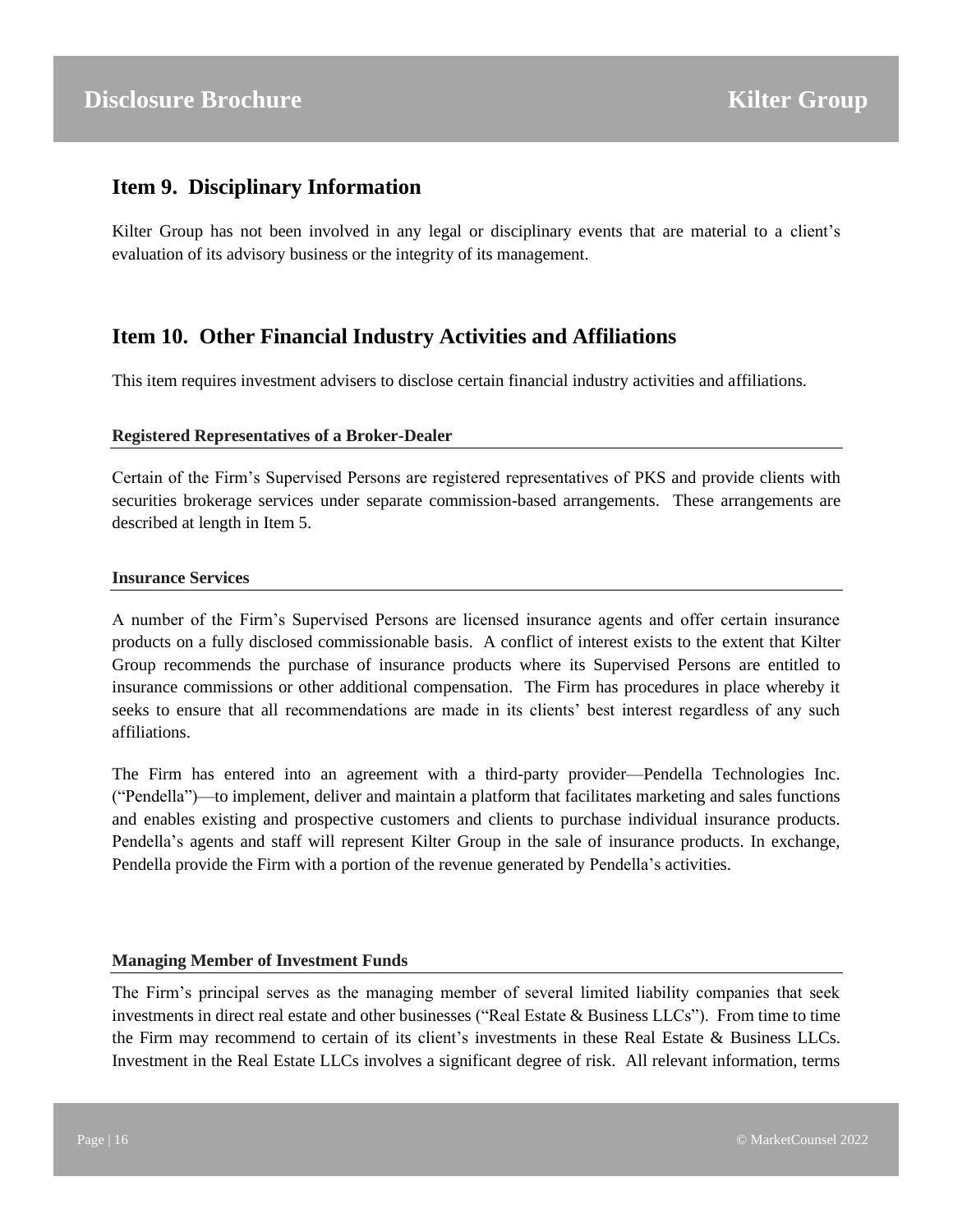## Item 9. Disciplinary Information

Kilter Group has not been involved in any legal or disciplinary events that are material to a client's evaluation of its advisory business or the integrity of its management.

## Item 10. Other Financial Industry Activities and Affiliations

This item requires investment advisers to disclose certain financial industry activities and affiliations.

#### Registered Representatives of a Broker-Dealer

Certain of the Firm's Supervised Persons are registered representatives of PKS and provide clients with securities brokerage services under separate commission-based arrangements. These arrangements are described at length in Item 5.

#### Insurance Services

A number of the Firm's Supervised Persons are licensed insurance agents and offer certain insurance products on a fully disclosed commissionable basis. A conflict of interest exists to the extent that Kilter Group recommends the purchase of insurance products where its Supervised Persons are entitled to insurance commissions or other additional compensation. The Firm has procedures in place whereby it seeks to ensure that all recommendations are made in its clients' best interest regardless of any such affiliations.

The Firm has entered into an agreement with a third-party provider—Pendella Technologies Inc. ("Pendella")—to implement, deliver and maintain a platform that facilitates marketing and sales functions and enables existing and prospective customers and clients to purchase individual insurance products. Pendella's agents and staff will represent Kilter Group in the sale of insurance products. In exchange, Pendella provide the Firm with a portion of the revenue generated by Pendella's activities.

#### Managing Member of Investment Funds

The Firm's principal serves as the managing member of several limited liability companies that seek investments in direct real estate and other businesses ("Real Estate & Business LLCs"). From time to time the Firm may recommend to certain of its client's investments in these Real Estate & Business LLCs. Investment in the Real Estate LLCs involves a significant degree of risk. All relevant information, terms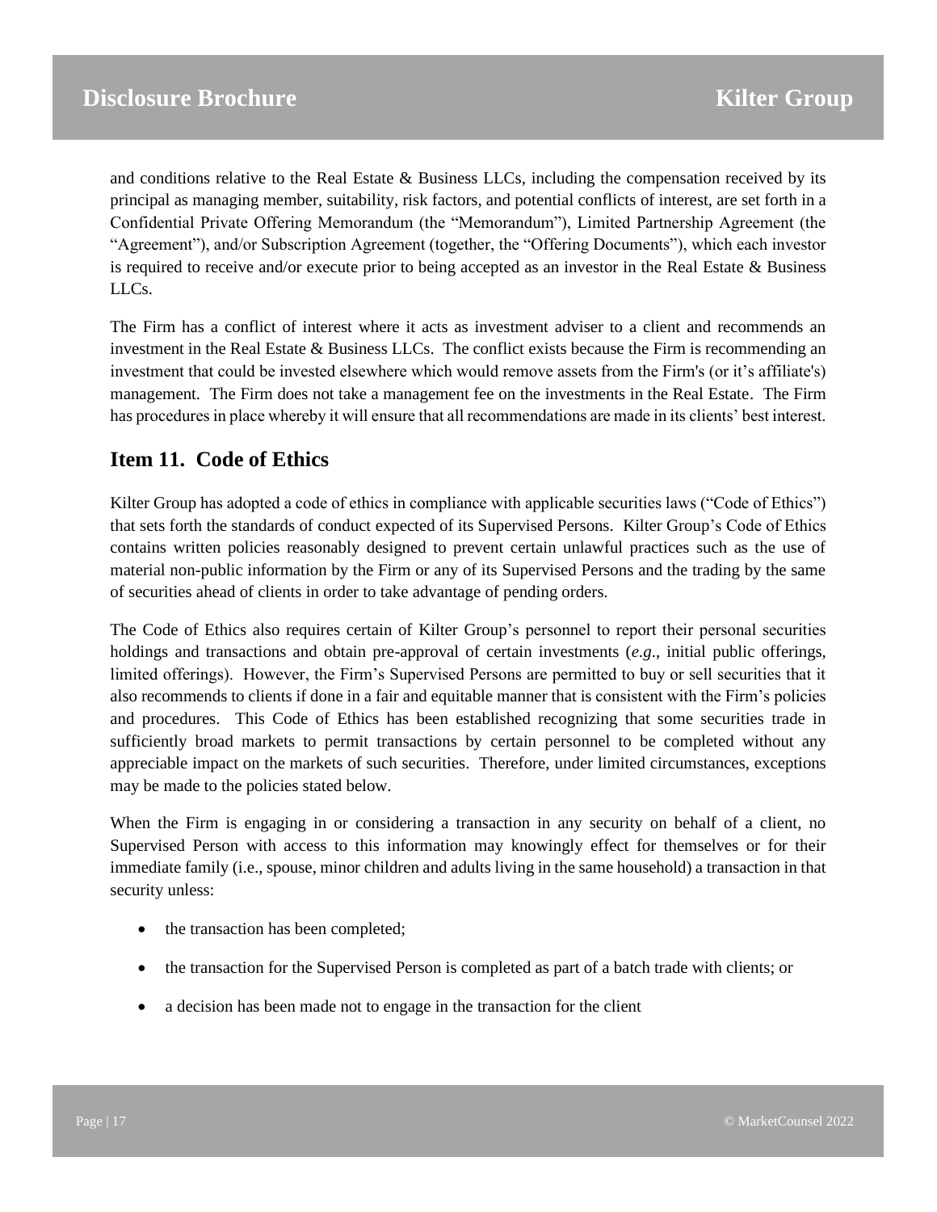and conditions relative to the Real Estate & Business LLCs, including the compensation received by its principal as managing member, suitability, risk factors, and potential conflicts of interest, are set forth in a Confidential Private Offering Memorandum (the "Memorandum"), Limited Partnership Agreement (the "Agreement"), and/or Subscription Agreement (together, the "Offering Documents"), which each investor is required to receive and/or execute prior to being accepted as an investor in the Real Estate & Business LLCs.

The Firm has a conflict of interest where it acts as investment adviser to a client and recommends an investment in the Real Estate & Business LLCs. The conflict exists because the Firm is recommending an investment that could be invested elsewhere which would remove assets from the Firm's (or it's affiliate's) management. The Firm does not take a management fee on the investments in the Real Estate. The Firm has procedures in place whereby it will ensure that all recommendations are made in its clients' best interest.

## Item 11. Code of Ethics

Kilter Group has adopted a code of ethics in compliance with applicable securities laws ("Code of Ethics") that sets forth the standards of conduct expected of its Supervised Persons. Kilter Group's Code of Ethics contains written policies reasonably designed to prevent certain unlawful practices such as the use of material non-public information by the Firm or any of its Supervised Persons and the trading by the same of securities ahead of clients in order to take advantage of pending orders.

The Code of Ethics also requires certain of Kilter Group's personnel to report their personal securities holdings and transactions and obtain pre-approval of certain investments (*e.g*., initial public offerings, limited offerings). However, the Firm's Supervised Persons are permitted to buy or sell securities that it also recommends to clients if done in a fair and equitable manner that is consistent with the Firm's policies and procedures. This Code of Ethics has been established recognizing that some securities trade in sufficiently broad markets to permit transactions by certain personnel to be completed without any appreciable impact on the markets of such securities. Therefore, under limited circumstances, exceptions may be made to the policies stated below.

When the Firm is engaging in or considering a transaction in any security on behalf of a client, no Supervised Person with access to this information may knowingly effect for themselves or for their immediate family (i.e., spouse, minor children and adults living in the same household) a transaction in that security unless:

- the transaction has been completed;
- the transaction for the Supervised Person is completed as part of a batch trade with clients; or
- a decision has been made not to engage in the transaction for the client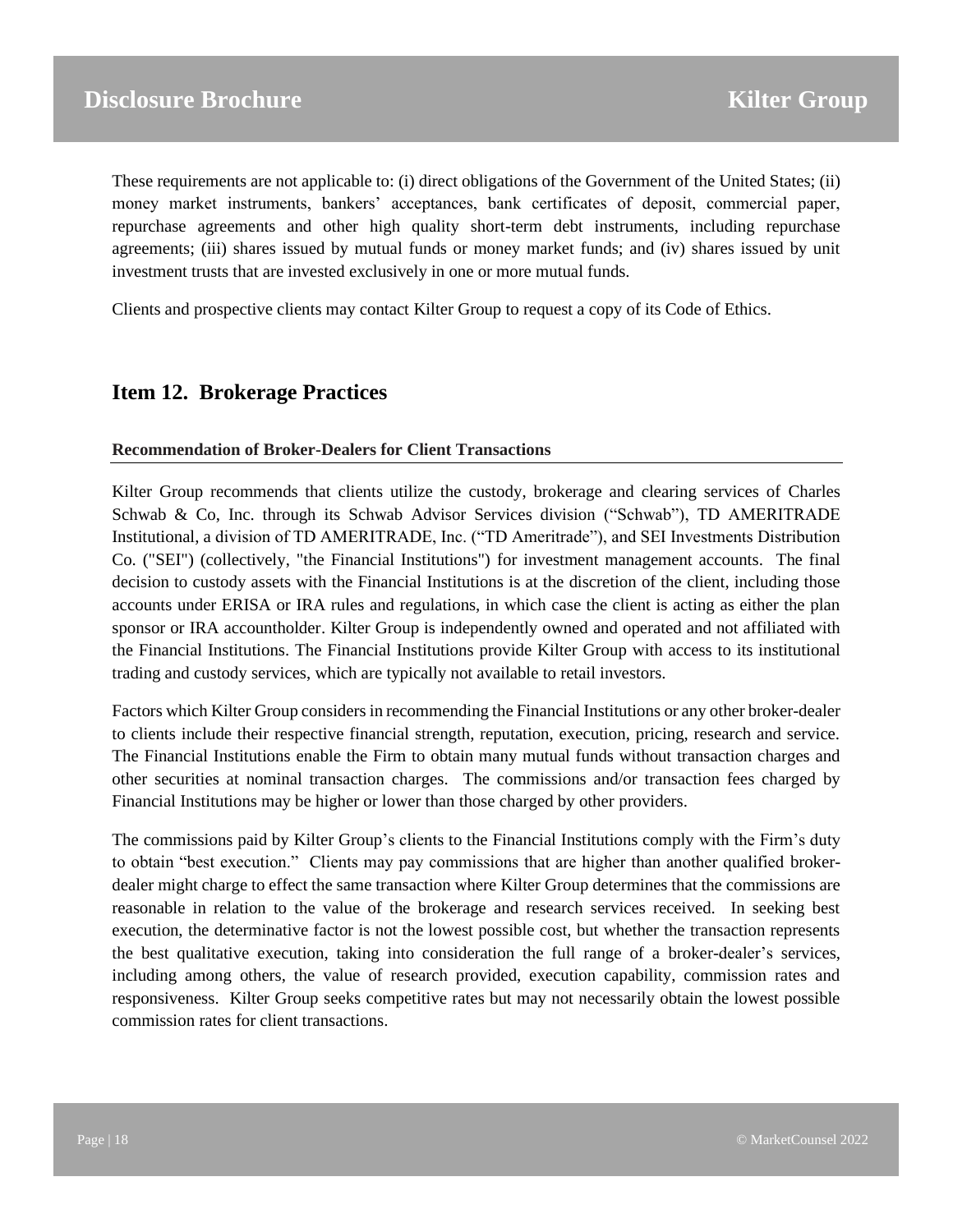These requirements are not applicable to: (i) direct obligations of the Government of the United States; (ii) money market instruments, bankers' acceptances, bank certificates of deposit, commercial paper, repurchase agreements and other high quality short-term debt instruments, including repurchase agreements; (iii) shares issued by mutual funds or money market funds; and (iv) shares issued by unit investment trusts that are invested exclusively in one or more mutual funds.

Clients and prospective clients may contact Kilter Group to request a copy of its Code of Ethics.

## Item 12. Brokerage Practices

### Recommendation of Broker-Dealers for Client Transactions

Kilter Group recommends that clients utilize the custody, brokerage and clearing services of Charles Schwab & Co, Inc. through its Schwab Advisor Services division ("Schwab"), TD AMERITRADE Institutional, a division of TD AMERITRADE, Inc. ("TD Ameritrade"), and SEI Investments Distribution Co. ("SEI") (collectively, "the Financial Institutions") for investment management accounts. The final decision to custody assets with the Financial Institutions is at the discretion of the client, including those accounts under ERISA or IRA rules and regulations, in which case the client is acting as either the plan sponsor or IRA accountholder. Kilter Group is independently owned and operated and not affiliated with the Financial Institutions. The Financial Institutions provide Kilter Group with access to its institutional trading and custody services, which are typically not available to retail investors.

Factors which Kilter Group considers in recommending the Financial Institutions or any other broker-dealer to clients include their respective financial strength, reputation, execution, pricing, research and service. The Financial Institutions enable the Firm to obtain many mutual funds without transaction charges and other securities at nominal transaction charges. The commissions and/or transaction fees charged by Financial Institutions may be higher or lower than those charged by other providers.

The commissions paid by Kilter Group's clients to the Financial Institutions comply with the Firm's duty to obtain "best execution." Clients may pay commissions that are higher than another qualified broker-dealer might charge to effect the same transaction where Kilter Group determines that the commissions are reasonable in relation to the value of the brokerage and research services received. In seeking best execution, the determinative factor is not the lowest possible cost, but whether the transaction represents the best qualitative execution, taking into consideration the full range of a broker-dealer's services, including among others, the value of research provided, execution capability, commission rates and responsiveness. Kilter Group seeks competitive rates but may not necessarily obtain the lowest possible commission rates for client transactions.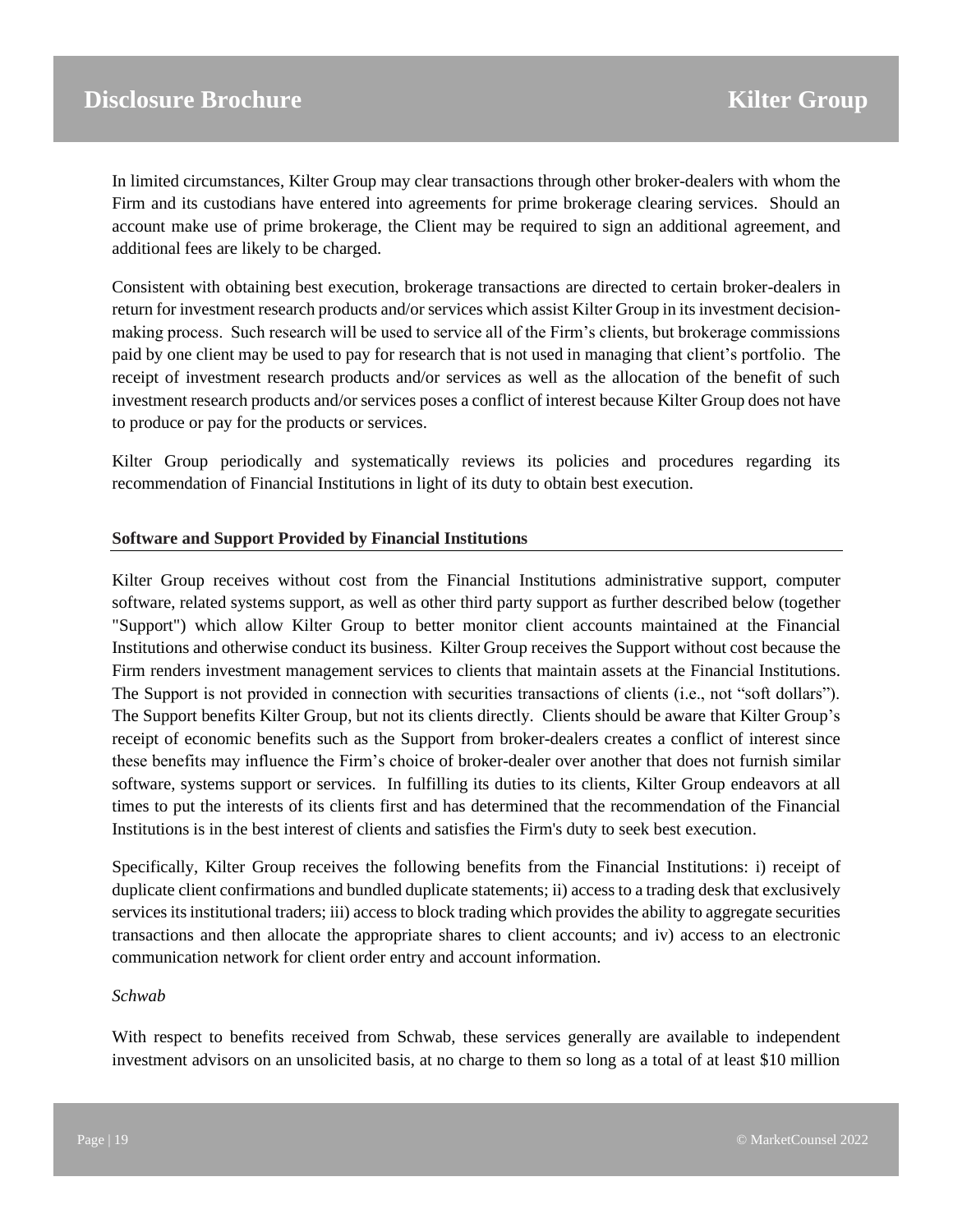In limited circumstances, Kilter Group may clear transactions through other broker-dealers with whom the Firm and its custodians have entered into agreements for prime brokerage clearing services. Should an account make use of prime brokerage, the Client may be required to sign an additional agreement, and additional fees are likely to be charged.

Consistent with obtaining best execution, brokerage transactions are directed to certain broker-dealers in return for investment research products and/or services which assist Kilter Group in its investment decision-making process. Such research will be used to service all of the Firm's clients, but brokerage commissions paid by one client may be used to pay for research that is not used in managing that client's portfolio. The receipt of investment research products and/or services as well as the allocation of the benefit of such investment research products and/or services poses a conflict of interest because Kilter Group does not have to produce or pay for the products or services.

Kilter Group periodically and systematically reviews its policies and procedures regarding its recommendation of Financial Institutions in light of its duty to obtain best execution.

**Software and Support Provided by Financial Institutions**

Kilter Group receives without cost from the Financial Institutions administrative support, computer software, related systems support, as well as other third party support as further described below (together "Support") which allow Kilter Group to better monitor client accounts maintained at the Financial Institutions and otherwise conduct its business. Kilter Group receives the Support without cost because the Firm renders investment management services to clients that maintain assets at the Financial Institutions. The Support is not provided in connection with securities transactions of clients (i.e., not "soft dollars"). The Support benefits Kilter Group, but not its clients directly. Clients should be aware that Kilter Group's receipt of economic benefits such as the Support from broker-dealers creates a conflict of interest since these benefits may influence the Firm's choice of broker-dealer over another that does not furnish similar software, systems support or services. In fulfilling its duties to its clients, Kilter Group endeavors at all times to put the interests of its clients first and has determined that the recommendation of the Financial Institutions is in the best interest of clients and satisfies the Firm's duty to seek best execution.

Specifically, Kilter Group receives the following benefits from the Financial Institutions: i) receipt of duplicate client confirmations and bundled duplicate statements; ii) access to a trading desk that exclusively services its institutional traders; iii) access to block trading which provides the ability to aggregate securities transactions and then allocate the appropriate shares to client accounts; and iv) access to an electronic communication network for client order entry and account information.

*Schwab*

With respect to benefits received from Schwab, these services generally are available to independent investment advisors on an unsolicited basis, at no charge to them so long as a total of at least $10 million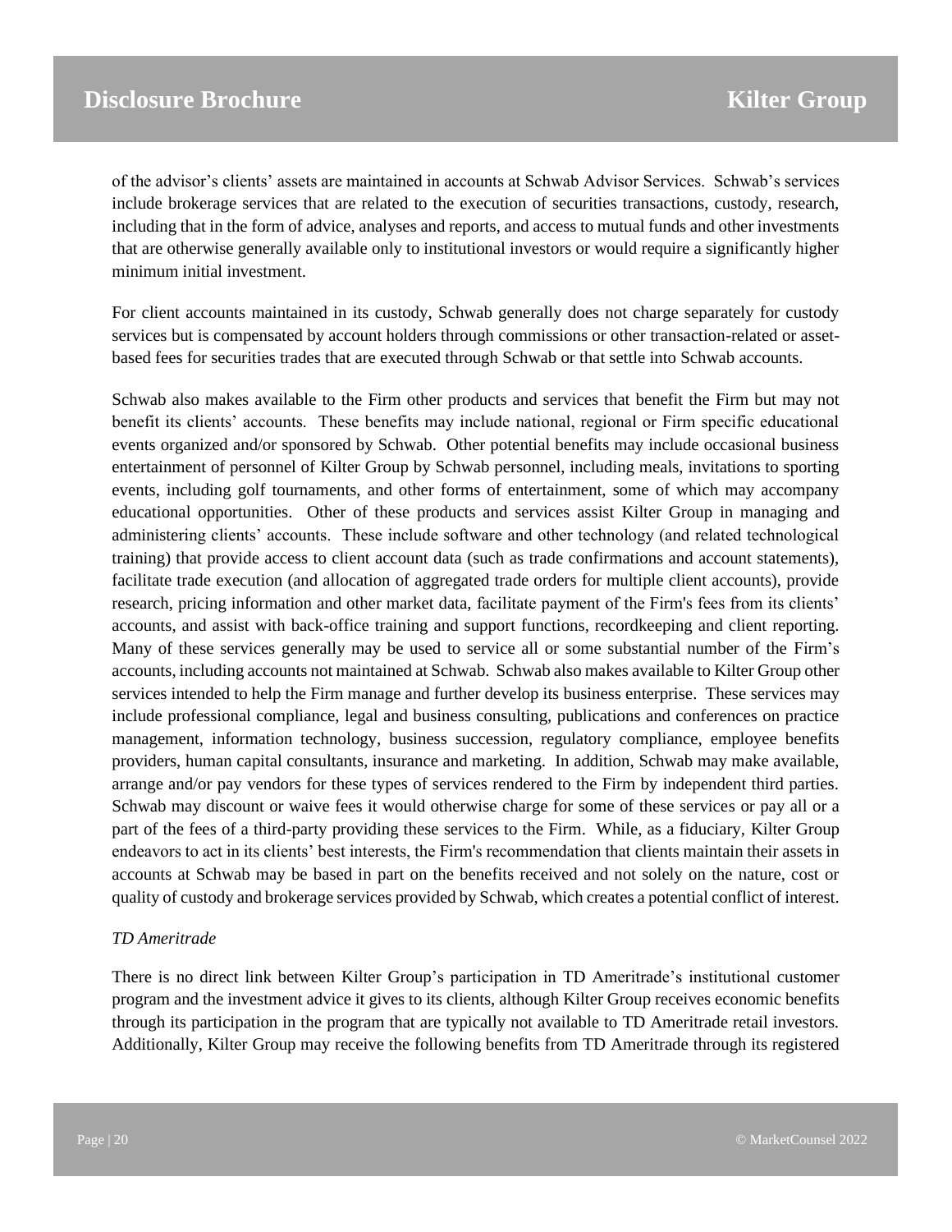of the advisor's clients' assets are maintained in accounts at Schwab Advisor Services. Schwab's services include brokerage services that are related to the execution of securities transactions, custody, research, including that in the form of advice, analyses and reports, and access to mutual funds and other investments that are otherwise generally available only to institutional investors or would require a significantly higher minimum initial investment.

For client accounts maintained in its custody, Schwab generally does not charge separately for custody services but is compensated by account holders through commissions or other transaction-related or asset-based fees for securities trades that are executed through Schwab or that settle into Schwab accounts.

Schwab also makes available to the Firm other products and services that benefit the Firm but may not benefit its clients' accounts. These benefits may include national, regional or Firm specific educational events organized and/or sponsored by Schwab. Other potential benefits may include occasional business entertainment of personnel of Kilter Group by Schwab personnel, including meals, invitations to sporting events, including golf tournaments, and other forms of entertainment, some of which may accompany educational opportunities. Other of these products and services assist Kilter Group in managing and administering clients' accounts. These include software and other technology (and related technological training) that provide access to client account data (such as trade confirmations and account statements), facilitate trade execution (and allocation of aggregated trade orders for multiple client accounts), provide research, pricing information and other market data, facilitate payment of the Firm's fees from its clients' accounts, and assist with back-office training and support functions, recordkeeping and client reporting. Many of these services generally may be used to service all or some substantial number of the Firm's accounts, including accounts not maintained at Schwab. Schwab also makes available to Kilter Group other services intended to help the Firm manage and further develop its business enterprise. These services may include professional compliance, legal and business consulting, publications and conferences on practice management, information technology, business succession, regulatory compliance, employee benefits providers, human capital consultants, insurance and marketing. In addition, Schwab may make available, arrange and/or pay vendors for these types of services rendered to the Firm by independent third parties. Schwab may discount or waive fees it would otherwise charge for some of these services or pay all or a part of the fees of a third-party providing these services to the Firm. While, as a fiduciary, Kilter Group endeavors to act in its clients' best interests, the Firm's recommendation that clients maintain their assets in accounts at Schwab may be based in part on the benefits received and not solely on the nature, cost or quality of custody and brokerage services provided by Schwab, which creates a potential conflict of interest.

*TD Ameritrade*

There is no direct link between Kilter Group's participation in TD Ameritrade's institutional customer program and the investment advice it gives to its clients, although Kilter Group receives economic benefits through its participation in the program that are typically not available to TD Ameritrade retail investors. Additionally, Kilter Group may receive the following benefits from TD Ameritrade through its registered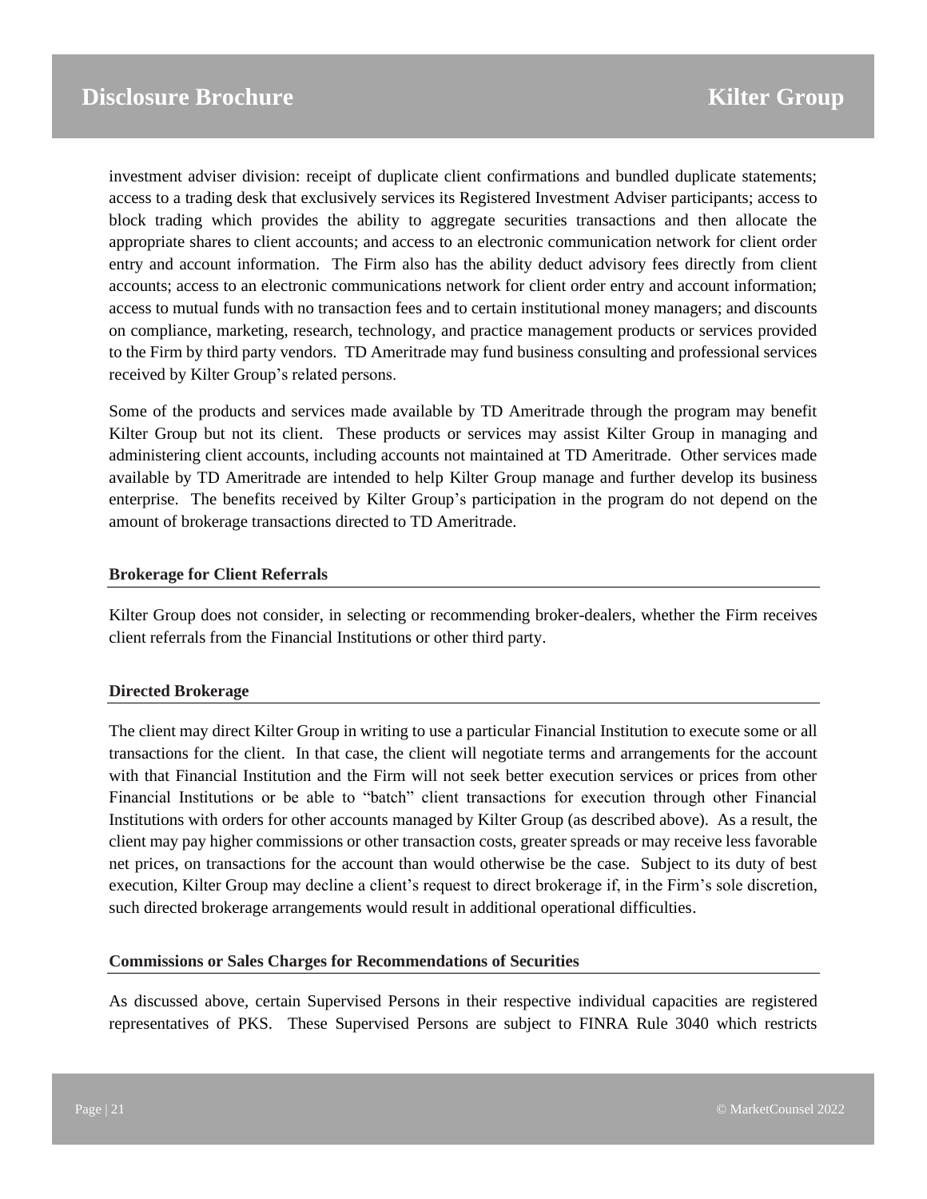investment adviser division: receipt of duplicate client confirmations and bundled duplicate statements; access to a trading desk that exclusively services its Registered Investment Adviser participants; access to block trading which provides the ability to aggregate securities transactions and then allocate the appropriate shares to client accounts; and access to an electronic communication network for client order entry and account information. The Firm also has the ability deduct advisory fees directly from client accounts; access to an electronic communications network for client order entry and account information; access to mutual funds with no transaction fees and to certain institutional money managers; and discounts on compliance, marketing, research, technology, and practice management products or services provided to the Firm by third party vendors. TD Ameritrade may fund business consulting and professional services received by Kilter Group's related persons.

Some of the products and services made available by TD Ameritrade through the program may benefit Kilter Group but not its client. These products or services may assist Kilter Group in managing and administering client accounts, including accounts not maintained at TD Ameritrade. Other services made available by TD Ameritrade are intended to help Kilter Group manage and further develop its business enterprise. The benefits received by Kilter Group's participation in the program do not depend on the amount of brokerage transactions directed to TD Ameritrade.

### Brokerage for Client Referrals

Kilter Group does not consider, in selecting or recommending broker-dealers, whether the Firm receives client referrals from the Financial Institutions or other third party.

### Directed Brokerage

The client may direct Kilter Group in writing to use a particular Financial Institution to execute some or all transactions for the client. In that case, the client will negotiate terms and arrangements for the account with that Financial Institution and the Firm will not seek better execution services or prices from other Financial Institutions or be able to "batch" client transactions for execution through other Financial Institutions with orders for other accounts managed by Kilter Group (as described above). As a result, the client may pay higher commissions or other transaction costs, greater spreads or may receive less favorable net prices, on transactions for the account than would otherwise be the case. Subject to its duty of best execution, Kilter Group may decline a client's request to direct brokerage if, in the Firm's sole discretion, such directed brokerage arrangements would result in additional operational difficulties.

### Commissions or Sales Charges for Recommendations of Securities

As discussed above, certain Supervised Persons in their respective individual capacities are registered representatives of PKS. These Supervised Persons are subject to FINRA Rule 3040 which restricts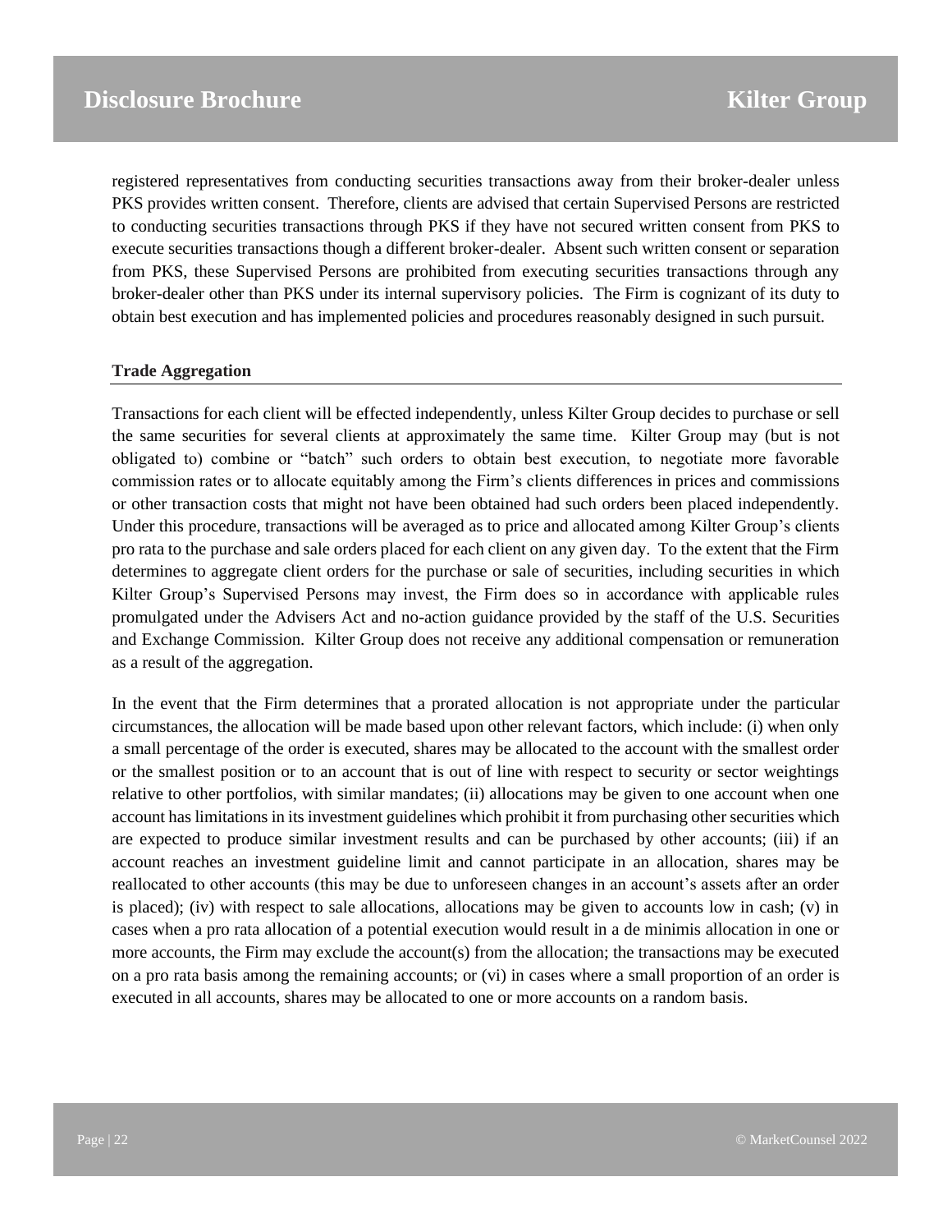registered representatives from conducting securities transactions away from their broker-dealer unless PKS provides written consent. Therefore, clients are advised that certain Supervised Persons are restricted to conducting securities transactions through PKS if they have not secured written consent from PKS to execute securities transactions though a different broker-dealer. Absent such written consent or separation from PKS, these Supervised Persons are prohibited from executing securities transactions through any broker-dealer other than PKS under its internal supervisory policies. The Firm is cognizant of its duty to obtain best execution and has implemented policies and procedures reasonably designed in such pursuit.

**Trade Aggregation**

Transactions for each client will be effected independently, unless Kilter Group decides to purchase or sell the same securities for several clients at approximately the same time. Kilter Group may (but is not obligated to) combine or "batch" such orders to obtain best execution, to negotiate more favorable commission rates or to allocate equitably among the Firm's clients differences in prices and commissions or other transaction costs that might not have been obtained had such orders been placed independently. Under this procedure, transactions will be averaged as to price and allocated among Kilter Group's clients pro rata to the purchase and sale orders placed for each client on any given day. To the extent that the Firm determines to aggregate client orders for the purchase or sale of securities, including securities in which Kilter Group's Supervised Persons may invest, the Firm does so in accordance with applicable rules promulgated under the Advisers Act and no-action guidance provided by the staff of the U.S. Securities and Exchange Commission. Kilter Group does not receive any additional compensation or remuneration as a result of the aggregation.

In the event that the Firm determines that a prorated allocation is not appropriate under the particular circumstances, the allocation will be made based upon other relevant factors, which include: (i) when only a small percentage of the order is executed, shares may be allocated to the account with the smallest order or the smallest position or to an account that is out of line with respect to security or sector weightings relative to other portfolios, with similar mandates; (ii) allocations may be given to one account when one account has limitations in its investment guidelines which prohibit it from purchasing other securities which are expected to produce similar investment results and can be purchased by other accounts; (iii) if an account reaches an investment guideline limit and cannot participate in an allocation, shares may be reallocated to other accounts (this may be due to unforeseen changes in an account's assets after an order is placed); (iv) with respect to sale allocations, allocations may be given to accounts low in cash; (v) in cases when a pro rata allocation of a potential execution would result in a de minimis allocation in one or more accounts, the Firm may exclude the account(s) from the allocation; the transactions may be executed on a pro rata basis among the remaining accounts; or (vi) in cases where a small proportion of an order is executed in all accounts, shares may be allocated to one or more accounts on a random basis.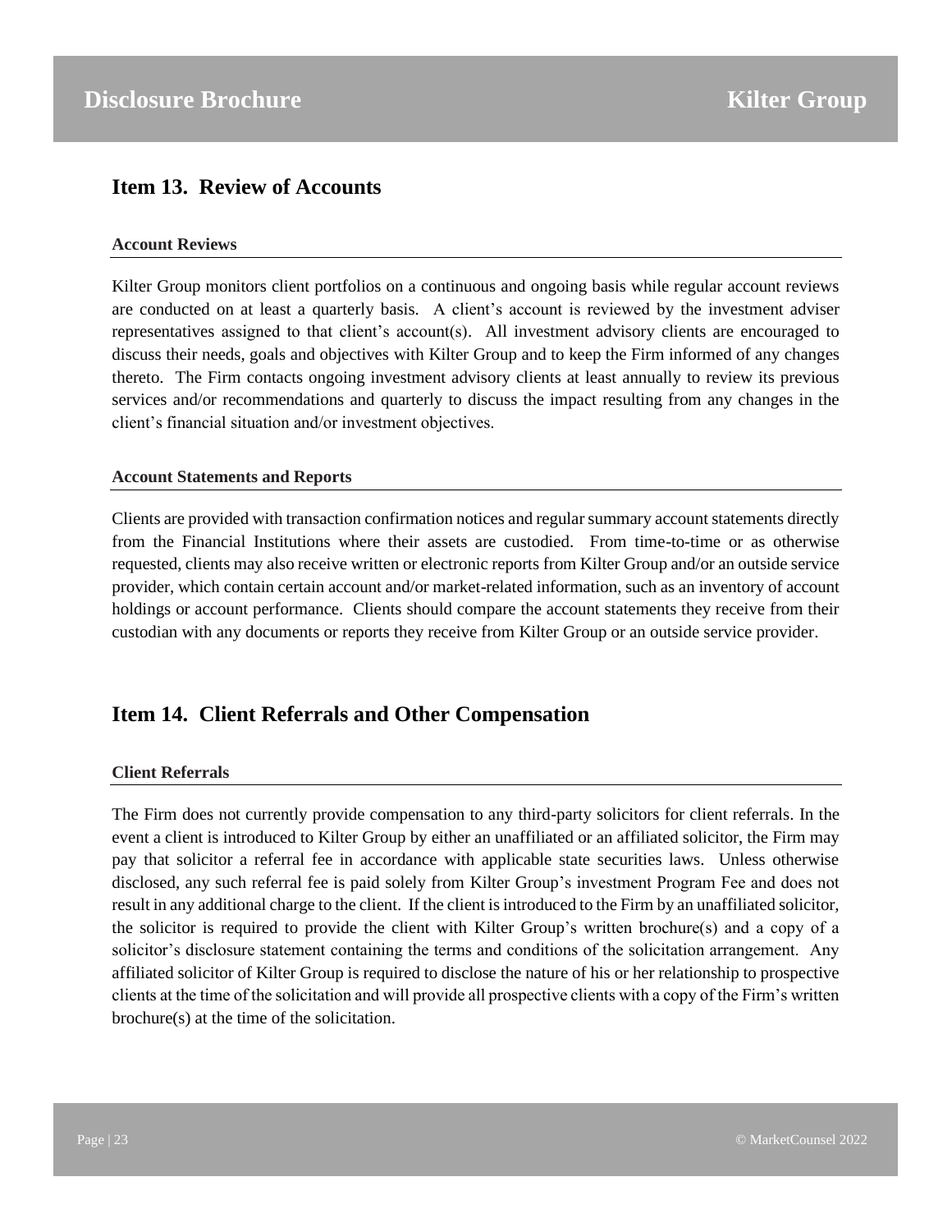## Item 13. Review of Accounts

### Account Reviews

Kilter Group monitors client portfolios on a continuous and ongoing basis while regular account reviews are conducted on at least a quarterly basis. A client's account is reviewed by the investment adviser representatives assigned to that client's account(s). All investment advisory clients are encouraged to discuss their needs, goals and objectives with Kilter Group and to keep the Firm informed of any changes thereto. The Firm contacts ongoing investment advisory clients at least annually to review its previous services and/or recommendations and quarterly to discuss the impact resulting from any changes in the client's financial situation and/or investment objectives.

### Account Statements and Reports

Clients are provided with transaction confirmation notices and regular summary account statements directly from the Financial Institutions where their assets are custodied. From time-to-time or as otherwise requested, clients may also receive written or electronic reports from Kilter Group and/or an outside service provider, which contain certain account and/or market-related information, such as an inventory of account holdings or account performance. Clients should compare the account statements they receive from their custodian with any documents or reports they receive from Kilter Group or an outside service provider.

## Item 14. Client Referrals and Other Compensation

### Client Referrals

The Firm does not currently provide compensation to any third-party solicitors for client referrals. In the event a client is introduced to Kilter Group by either an unaffiliated or an affiliated solicitor, the Firm may pay that solicitor a referral fee in accordance with applicable state securities laws. Unless otherwise disclosed, any such referral fee is paid solely from Kilter Group's investment Program Fee and does not result in any additional charge to the client. If the client is introduced to the Firm by an unaffiliated solicitor, the solicitor is required to provide the client with Kilter Group's written brochure(s) and a copy of a solicitor's disclosure statement containing the terms and conditions of the solicitation arrangement. Any affiliated solicitor of Kilter Group is required to disclose the nature of his or her relationship to prospective clients at the time of the solicitation and will provide all prospective clients with a copy of the Firm's written brochure(s) at the time of the solicitation.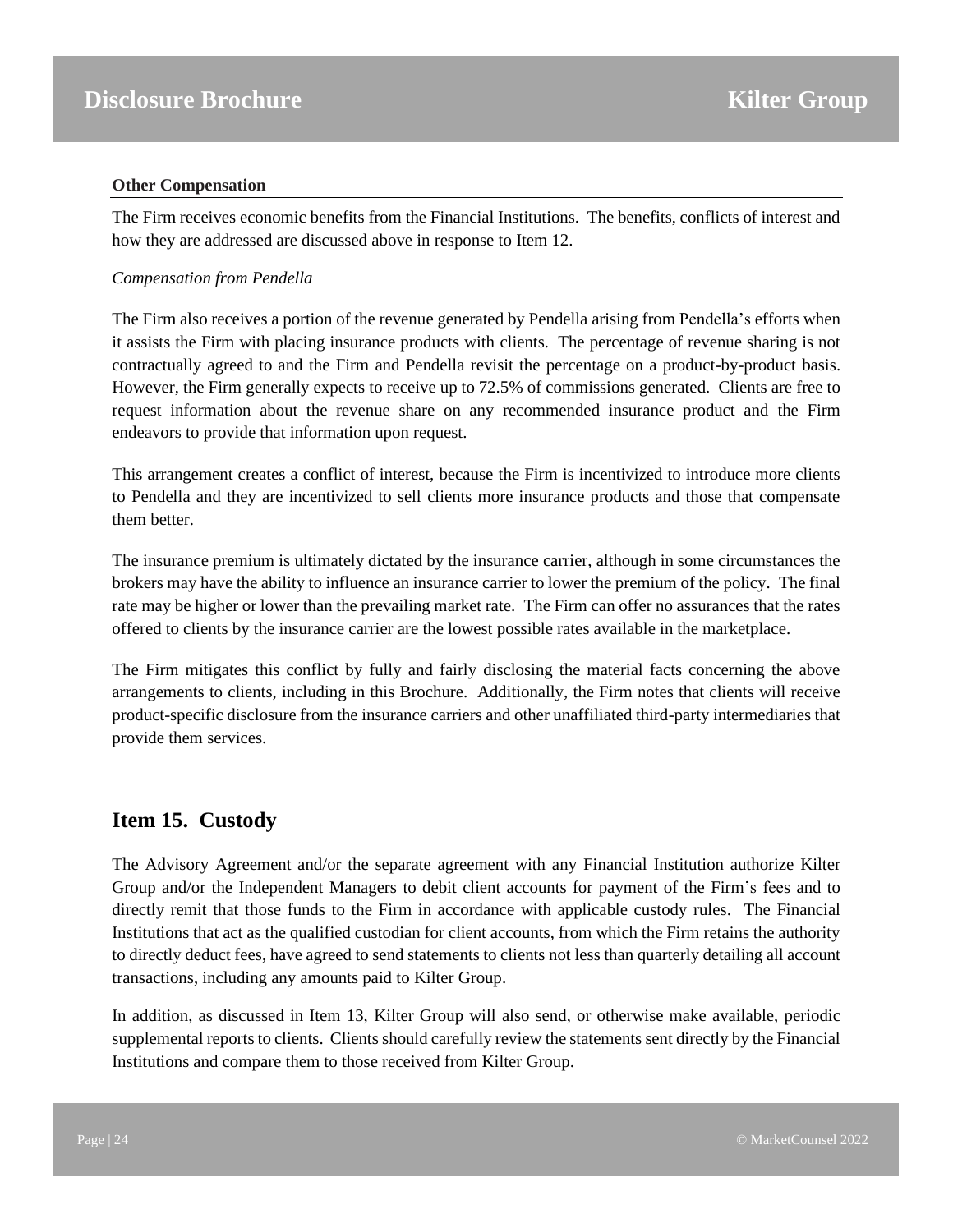**Other Compensation**

The Firm receives economic benefits from the Financial Institutions. The benefits, conflicts of interest and how they are addressed are discussed above in response to Item 12.

*Compensation from Pendella*

The Firm also receives a portion of the revenue generated by Pendella arising from Pendella's efforts when it assists the Firm with placing insurance products with clients. The percentage of revenue sharing is not contractually agreed to and the Firm and Pendella revisit the percentage on a product-by-product basis. However, the Firm generally expects to receive up to 72.5% of commissions generated. Clients are free to request information about the revenue share on any recommended insurance product and the Firm endeavors to provide that information upon request.

This arrangement creates a conflict of interest, because the Firm is incentivized to introduce more clients to Pendella and they are incentivized to sell clients more insurance products and those that compensate them better.

The insurance premium is ultimately dictated by the insurance carrier, although in some circumstances the brokers may have the ability to influence an insurance carrier to lower the premium of the policy. The final rate may be higher or lower than the prevailing market rate. The Firm can offer no assurances that the rates offered to clients by the insurance carrier are the lowest possible rates available in the marketplace.

The Firm mitigates this conflict by fully and fairly disclosing the material facts concerning the above arrangements to clients, including in this Brochure. Additionally, the Firm notes that clients will receive product-specific disclosure from the insurance carriers and other unaffiliated third-party intermediaries that provide them services.

## Item 15. Custody

The Advisory Agreement and/or the separate agreement with any Financial Institution authorize Kilter Group and/or the Independent Managers to debit client accounts for payment of the Firm's fees and to directly remit that those funds to the Firm in accordance with applicable custody rules. The Financial Institutions that act as the qualified custodian for client accounts, from which the Firm retains the authority to directly deduct fees, have agreed to send statements to clients not less than quarterly detailing all account transactions, including any amounts paid to Kilter Group.

In addition, as discussed in Item 13, Kilter Group will also send, or otherwise make available, periodic supplemental reports to clients. Clients should carefully review the statements sent directly by the Financial Institutions and compare them to those received from Kilter Group.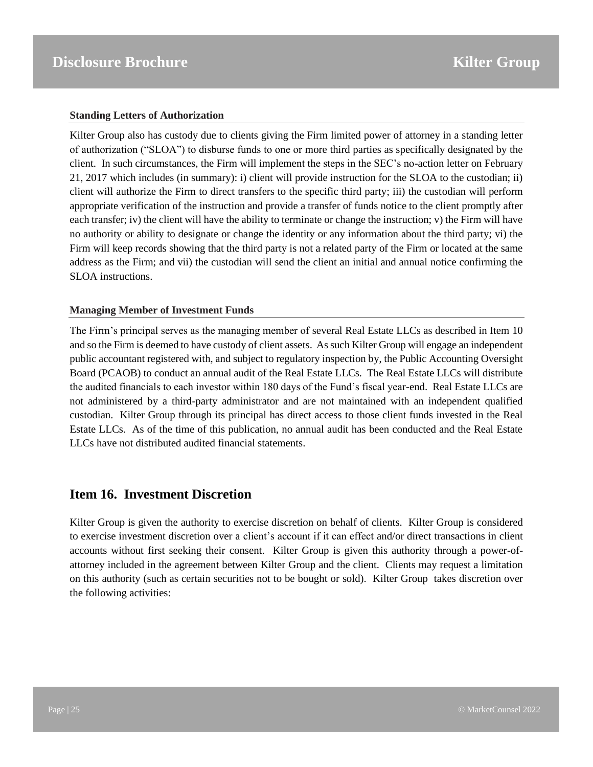**Standing Letters of Authorization**

Kilter Group also has custody due to clients giving the Firm limited power of attorney in a standing letter of authorization ("SLOA") to disburse funds to one or more third parties as specifically designated by the client. In such circumstances, the Firm will implement the steps in the SEC's no-action letter on February 21, 2017 which includes (in summary): i) client will provide instruction for the SLOA to the custodian; ii) client will authorize the Firm to direct transfers to the specific third party; iii) the custodian will perform appropriate verification of the instruction and provide a transfer of funds notice to the client promptly after each transfer; iv) the client will have the ability to terminate or change the instruction; v) the Firm will have no authority or ability to designate or change the identity or any information about the third party; vi) the Firm will keep records showing that the third party is not a related party of the Firm or located at the same address as the Firm; and vii) the custodian will send the client an initial and annual notice confirming the SLOA instructions.

**Managing Member of Investment Funds**

The Firm's principal serves as the managing member of several Real Estate LLCs as described in Item 10 and so the Firm is deemed to have custody of client assets. As such Kilter Group will engage an independent public accountant registered with, and subject to regulatory inspection by, the Public Accounting Oversight Board (PCAOB) to conduct an annual audit of the Real Estate LLCs. The Real Estate LLCs will distribute the audited financials to each investor within 180 days of the Fund's fiscal year-end. Real Estate LLCs are not administered by a third-party administrator and are not maintained with an independent qualified custodian. Kilter Group through its principal has direct access to those client funds invested in the Real Estate LLCs. As of the time of this publication, no annual audit has been conducted and the Real Estate LLCs have not distributed audited financial statements.

## Item 16. Investment Discretion

Kilter Group is given the authority to exercise discretion on behalf of clients. Kilter Group is considered to exercise investment discretion over a client's account if it can effect and/or direct transactions in client accounts without first seeking their consent. Kilter Group is given this authority through a power-of-attorney included in the agreement between Kilter Group and the client. Clients may request a limitation on this authority (such as certain securities not to be bought or sold). Kilter Group takes discretion over the following activities: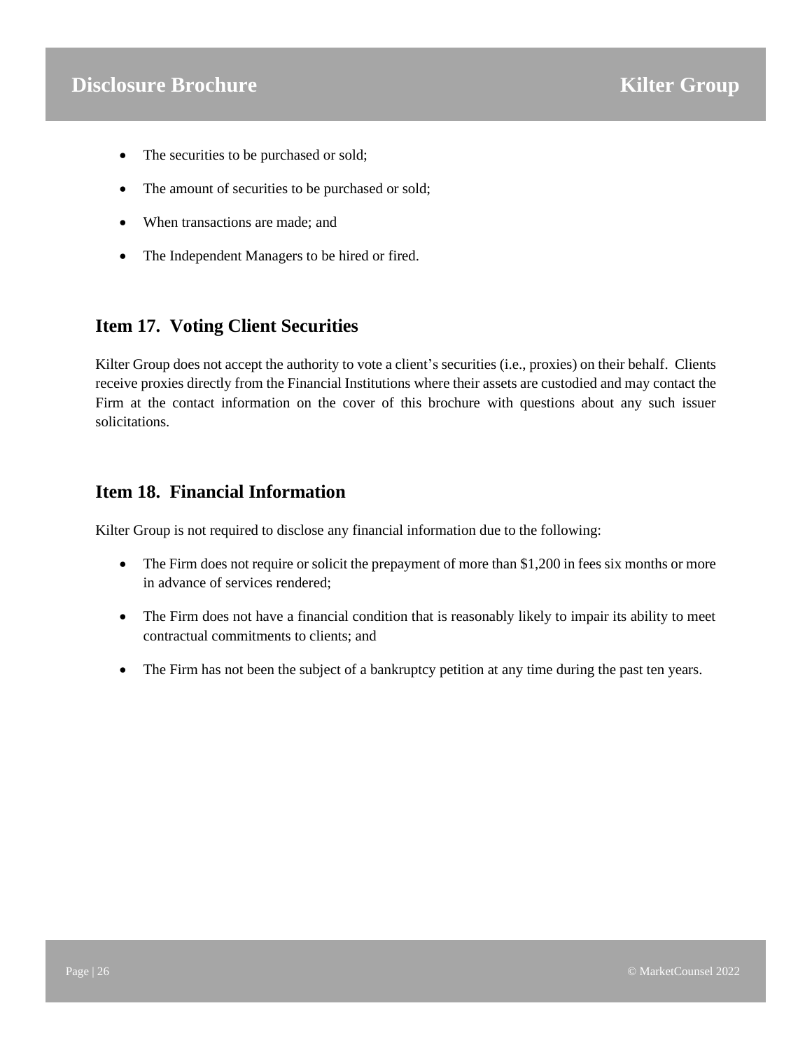- The securities to be purchased or sold;
- The amount of securities to be purchased or sold;
- When transactions are made; and
- The Independent Managers to be hired or fired.

## Item 17. Voting Client Securities

Kilter Group does not accept the authority to vote a client's securities (i.e., proxies) on their behalf. Clients receive proxies directly from the Financial Institutions where their assets are custodied and may contact the Firm at the contact information on the cover of this brochure with questions about any such issuer solicitations.

## Item 18. Financial Information

Kilter Group is not required to disclose any financial information due to the following:

- The Firm does not require or solicit the prepayment of more than $1,200 in fees six months or more in advance of services rendered;
- The Firm does not have a financial condition that is reasonably likely to impair its ability to meet contractual commitments to clients; and
- The Firm has not been the subject of a bankruptcy petition at any time during the past ten years.